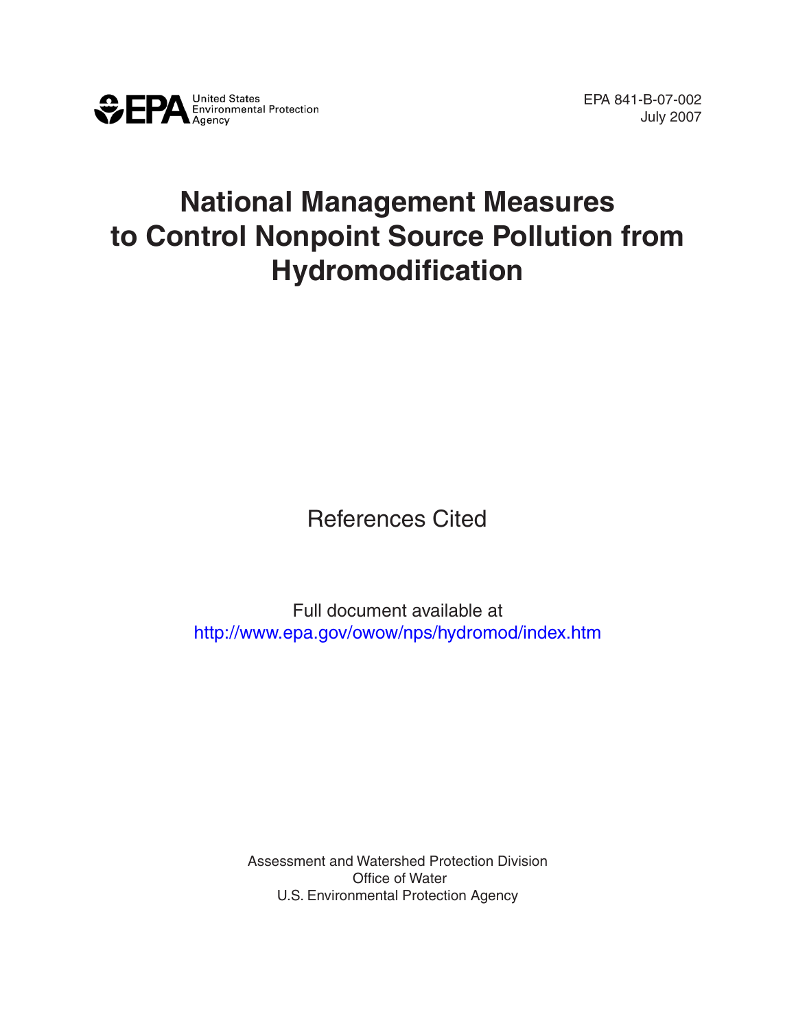United States Environmental Protection Agency

EPA 841-B-07-002
July 2007

# National Management Measures to Control Nonpoint Source Pollution from Hydromodification

## References Cited

Full document available at
http://www.epa.gov/owow/nps/hydromod/index.htm

Assessment and Watershed Protection Division
Office of Water
U.S. Environmental Protection Agency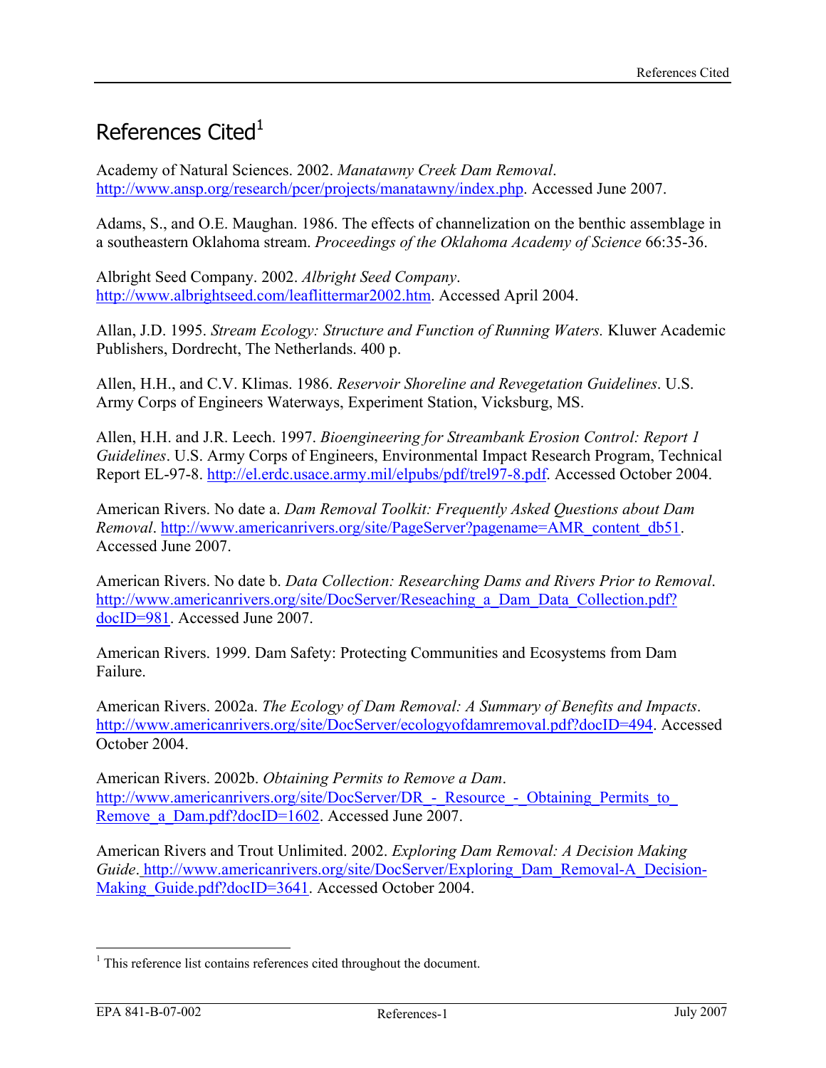# References Cited[1]

Academy of Natural Sciences. 2002. *Manatawny Creek Dam Removal*. http://www.ansp.org/research/pcer/projects/manatawny/index.php. Accessed June 2007.

Adams, S., and O.E. Maughan. 1986. The effects of channelization on the benthic assemblage in a southeastern Oklahoma stream. *Proceedings of the Oklahoma Academy of Science* 66:35-36.

Albright Seed Company. 2002. *Albright Seed Company*. http://www.albrightseed.com/leaflittermar2002.htm. Accessed April 2004.

Allan, J.D. 1995. *Stream Ecology: Structure and Function of Running Waters.* Kluwer Academic Publishers, Dordrecht, The Netherlands. 400 p.

Allen, H.H., and C.V. Klimas. 1986. *Reservoir Shoreline and Revegetation Guidelines*. U.S. Army Corps of Engineers Waterways, Experiment Station, Vicksburg, MS.

Allen, H.H. and J.R. Leech. 1997. *Bioengineering for Streambank Erosion Control: Report 1 Guidelines*. U.S. Army Corps of Engineers, Environmental Impact Research Program, Technical Report EL-97-8. http://el.erdc.usace.army.mil/elpubs/pdf/trel97-8.pdf. Accessed October 2004.

American Rivers. No date a. *Dam Removal Toolkit: Frequently Asked Questions about Dam Removal*. http://www.americanrivers.org/site/PageServer?pagename=AMR_content_db51. Accessed June 2007.

American Rivers. No date b. *Data Collection: Researching Dams and Rivers Prior to Removal*. http://www.americanrivers.org/site/DocServer/Reseaching_a_Dam_Data_Collection.pdf?docID=981. Accessed June 2007.

American Rivers. 1999. Dam Safety: Protecting Communities and Ecosystems from Dam Failure.

American Rivers. 2002a. *The Ecology of Dam Removal: A Summary of Benefits and Impacts*. http://www.americanrivers.org/site/DocServer/ecologyofdamremoval.pdf?docID=494. Accessed October 2004.

American Rivers. 2002b. *Obtaining Permits to Remove a Dam*. http://www.americanrivers.org/site/DocServer/DR_-_Resource_-_Obtaining_Permits_to_Remove_a_Dam.pdf?docID=1602. Accessed June 2007.

American Rivers and Trout Unlimited. 2002. *Exploring Dam Removal: A Decision Making Guide*. http://www.americanrivers.org/site/DocServer/Exploring_Dam_Removal-A_Decision-Making_Guide.pdf?docID=3641. Accessed October 2004.

---

[1] This reference list contains references cited throughout the document.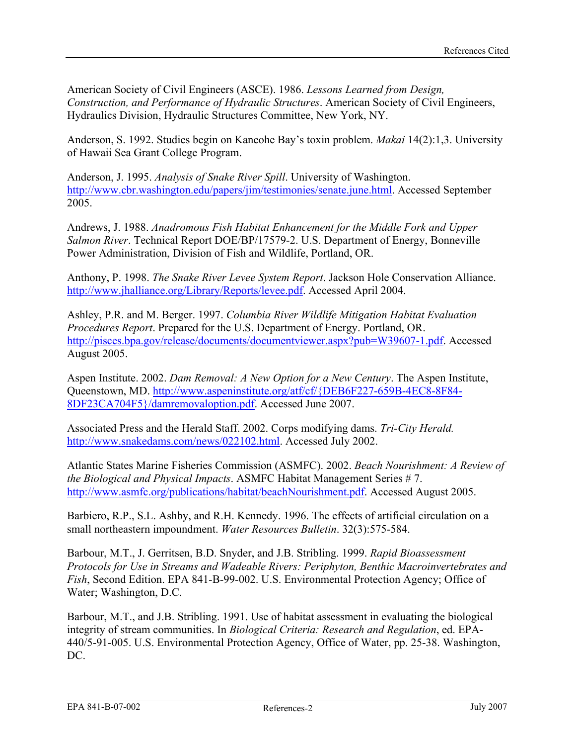American Society of Civil Engineers (ASCE). 1986. *Lessons Learned from Design, Construction, and Performance of Hydraulic Structures*. American Society of Civil Engineers, Hydraulics Division, Hydraulic Structures Committee, New York, NY.

Anderson, S. 1992. Studies begin on Kaneohe Bay's toxin problem. *Makai* 14(2):1,3. University of Hawaii Sea Grant College Program.

Anderson, J. 1995. *Analysis of Snake River Spill*. University of Washington. http://www.cbr.washington.edu/papers/jim/testimonies/senate.june.html. Accessed September 2005.

Andrews, J. 1988. *Anadromous Fish Habitat Enhancement for the Middle Fork and Upper Salmon River*. Technical Report DOE/BP/17579-2. U.S. Department of Energy, Bonneville Power Administration, Division of Fish and Wildlife, Portland, OR.

Anthony, P. 1998. *The Snake River Levee System Report*. Jackson Hole Conservation Alliance. http://www.jhalliance.org/Library/Reports/levee.pdf. Accessed April 2004.

Ashley, P.R. and M. Berger. 1997. *Columbia River Wildlife Mitigation Habitat Evaluation Procedures Report*. Prepared for the U.S. Department of Energy. Portland, OR. http://pisces.bpa.gov/release/documents/documentviewer.aspx?pub=W39607-1.pdf. Accessed August 2005.

Aspen Institute. 2002. *Dam Removal: A New Option for a New Century*. The Aspen Institute, Queenstown, MD. http://www.aspeninstitute.org/atf/cf/{DEB6F227-659B-4EC8-8F84-8DF23CA704F5}/damremovaloption.pdf. Accessed June 2007.

Associated Press and the Herald Staff. 2002. Corps modifying dams. *Tri-City Herald.* http://www.snakedams.com/news/022102.html. Accessed July 2002.

Atlantic States Marine Fisheries Commission (ASMFC). 2002. *Beach Nourishment: A Review of the Biological and Physical Impacts*. ASMFC Habitat Management Series # 7. http://www.asmfc.org/publications/habitat/beachNourishment.pdf. Accessed August 2005.

Barbiero, R.P., S.L. Ashby, and R.H. Kennedy. 1996. The effects of artificial circulation on a small northeastern impoundment. *Water Resources Bulletin*. 32(3):575-584.

Barbour, M.T., J. Gerritsen, B.D. Snyder, and J.B. Stribling. 1999. *Rapid Bioassessment Protocols for Use in Streams and Wadeable Rivers: Periphyton, Benthic Macroinvertebrates and Fish*, Second Edition. EPA 841-B-99-002. U.S. Environmental Protection Agency; Office of Water; Washington, D.C.

Barbour, M.T., and J.B. Stribling. 1991. Use of habitat assessment in evaluating the biological integrity of stream communities. In *Biological Criteria: Research and Regulation*, ed. EPA-440/5-91-005. U.S. Environmental Protection Agency, Office of Water, pp. 25-38. Washington, DC.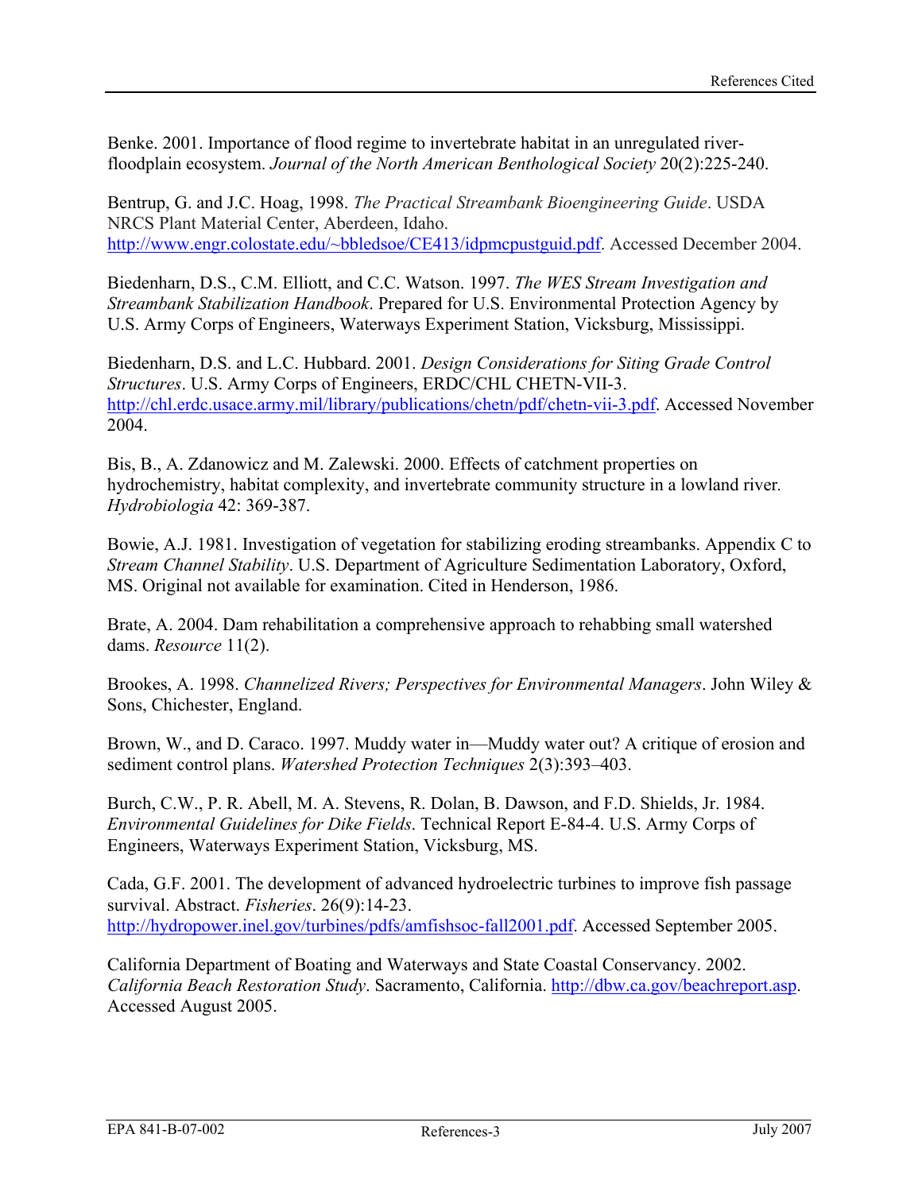Benke. 2001. Importance of flood regime to invertebrate habitat in an unregulated river-floodplain ecosystem. *Journal of the North American Benthological Society* 20(2):225-240.

Bentrup, G. and J.C. Hoag, 1998. *The Practical Streambank Bioengineering Guide*. USDA NRCS Plant Material Center, Aberdeen, Idaho. http://www.engr.colostate.edu/~bbledsoe/CE413/idpmcpustguid.pdf. Accessed December 2004.

Biedenharn, D.S., C.M. Elliott, and C.C. Watson. 1997. *The WES Stream Investigation and Streambank Stabilization Handbook*. Prepared for U.S. Environmental Protection Agency by U.S. Army Corps of Engineers, Waterways Experiment Station, Vicksburg, Mississippi.

Biedenharn, D.S. and L.C. Hubbard. 2001. *Design Considerations for Siting Grade Control Structures*. U.S. Army Corps of Engineers, ERDC/CHL CHETN-VII-3. http://chl.erdc.usace.army.mil/library/publications/chetn/pdf/chetn-vii-3.pdf. Accessed November 2004.

Bis, B., A. Zdanowicz and M. Zalewski. 2000. Effects of catchment properties on hydrochemistry, habitat complexity, and invertebrate community structure in a lowland river. *Hydrobiologia* 42: 369-387.

Bowie, A.J. 1981. Investigation of vegetation for stabilizing eroding streambanks. Appendix C to *Stream Channel Stability*. U.S. Department of Agriculture Sedimentation Laboratory, Oxford, MS. Original not available for examination. Cited in Henderson, 1986.

Brate, A. 2004. Dam rehabilitation a comprehensive approach to rehabbing small watershed dams. *Resource* 11(2).

Brookes, A. 1998. *Channelized Rivers; Perspectives for Environmental Managers*. John Wiley & Sons, Chichester, England.

Brown, W., and D. Caraco. 1997. Muddy water in—Muddy water out? A critique of erosion and sediment control plans. *Watershed Protection Techniques* 2(3):393–403.

Burch, C.W., P. R. Abell, M. A. Stevens, R. Dolan, B. Dawson, and F.D. Shields, Jr. 1984. *Environmental Guidelines for Dike Fields*. Technical Report E-84-4. U.S. Army Corps of Engineers, Waterways Experiment Station, Vicksburg, MS.

Cada, G.F. 2001. The development of advanced hydroelectric turbines to improve fish passage survival. Abstract. *Fisheries*. 26(9):14-23. http://hydropower.inel.gov/turbines/pdfs/amfishsoc-fall2001.pdf. Accessed September 2005.

California Department of Boating and Waterways and State Coastal Conservancy. 2002. *California Beach Restoration Study*. Sacramento, California. http://dbw.ca.gov/beachreport.asp. Accessed August 2005.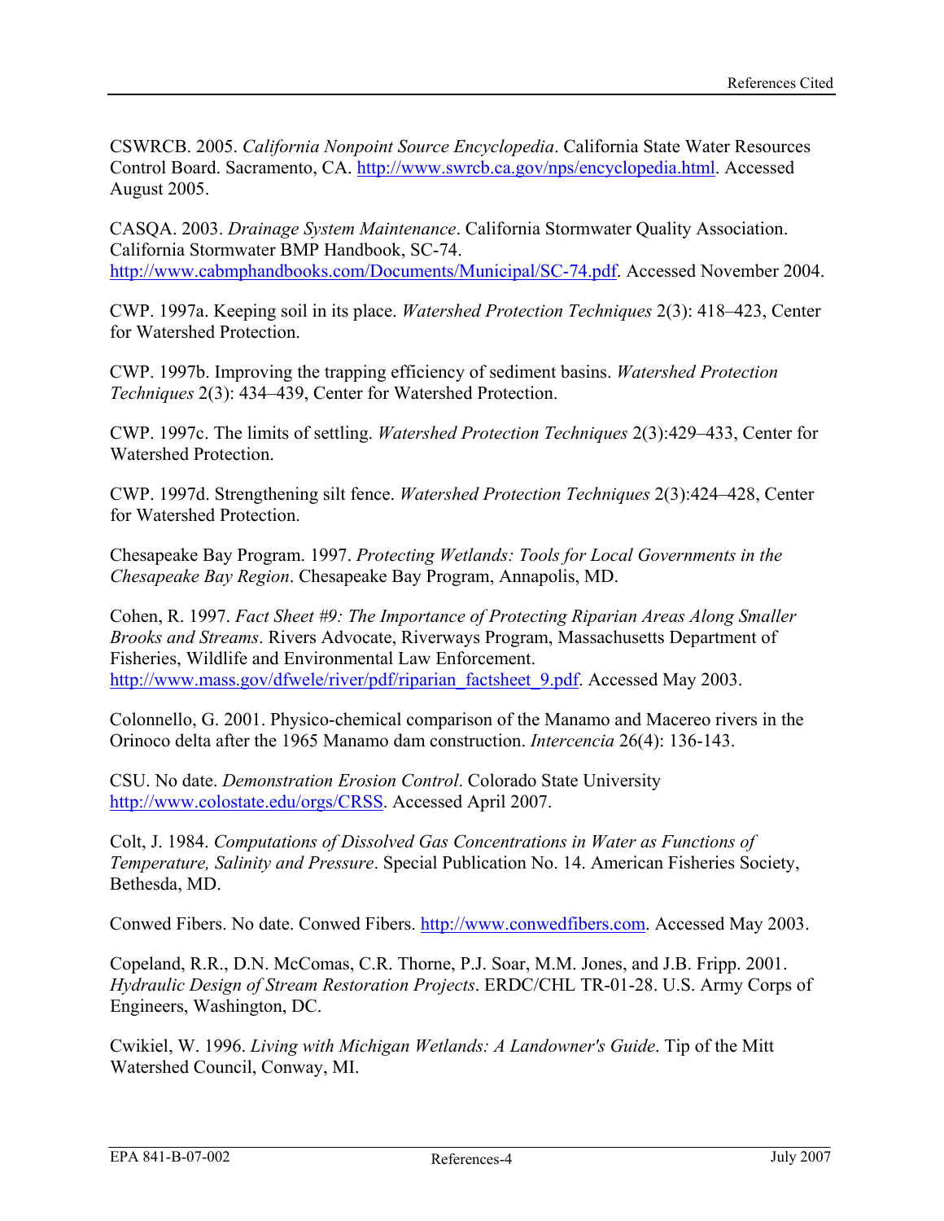CSWRCB. 2005. *California Nonpoint Source Encyclopedia*. California State Water Resources Control Board. Sacramento, CA. http://www.swrcb.ca.gov/nps/encyclopedia.html. Accessed August 2005.

CASQA. 2003. *Drainage System Maintenance*. California Stormwater Quality Association. California Stormwater BMP Handbook, SC-74. http://www.cabmphandbooks.com/Documents/Municipal/SC-74.pdf. Accessed November 2004.

CWP. 1997a. Keeping soil in its place. *Watershed Protection Techniques* 2(3): 418–423, Center for Watershed Protection.

CWP. 1997b. Improving the trapping efficiency of sediment basins. *Watershed Protection Techniques* 2(3): 434–439, Center for Watershed Protection.

CWP. 1997c. The limits of settling. *Watershed Protection Techniques* 2(3):429–433, Center for Watershed Protection.

CWP. 1997d. Strengthening silt fence. *Watershed Protection Techniques* 2(3):424–428, Center for Watershed Protection.

Chesapeake Bay Program. 1997. *Protecting Wetlands: Tools for Local Governments in the Chesapeake Bay Region*. Chesapeake Bay Program, Annapolis, MD.

Cohen, R. 1997. *Fact Sheet #9: The Importance of Protecting Riparian Areas Along Smaller Brooks and Streams*. Rivers Advocate, Riverways Program, Massachusetts Department of Fisheries, Wildlife and Environmental Law Enforcement. http://www.mass.gov/dfwele/river/pdf/riparian_factsheet_9.pdf. Accessed May 2003.

Colonnello, G. 2001. Physico-chemical comparison of the Manamo and Macereo rivers in the Orinoco delta after the 1965 Manamo dam construction. *Intercencia* 26(4): 136-143.

CSU. No date. *Demonstration Erosion Control*. Colorado State University http://www.colostate.edu/orgs/CRSS. Accessed April 2007.

Colt, J. 1984. *Computations of Dissolved Gas Concentrations in Water as Functions of Temperature, Salinity and Pressure*. Special Publication No. 14. American Fisheries Society, Bethesda, MD.

Conwed Fibers. No date. Conwed Fibers. http://www.conwedfibers.com. Accessed May 2003.

Copeland, R.R., D.N. McComas, C.R. Thorne, P.J. Soar, M.M. Jones, and J.B. Fripp. 2001. *Hydraulic Design of Stream Restoration Projects*. ERDC/CHL TR-01-28. U.S. Army Corps of Engineers, Washington, DC.

Cwikiel, W. 1996. *Living with Michigan Wetlands: A Landowner's Guide*. Tip of the Mitt Watershed Council, Conway, MI.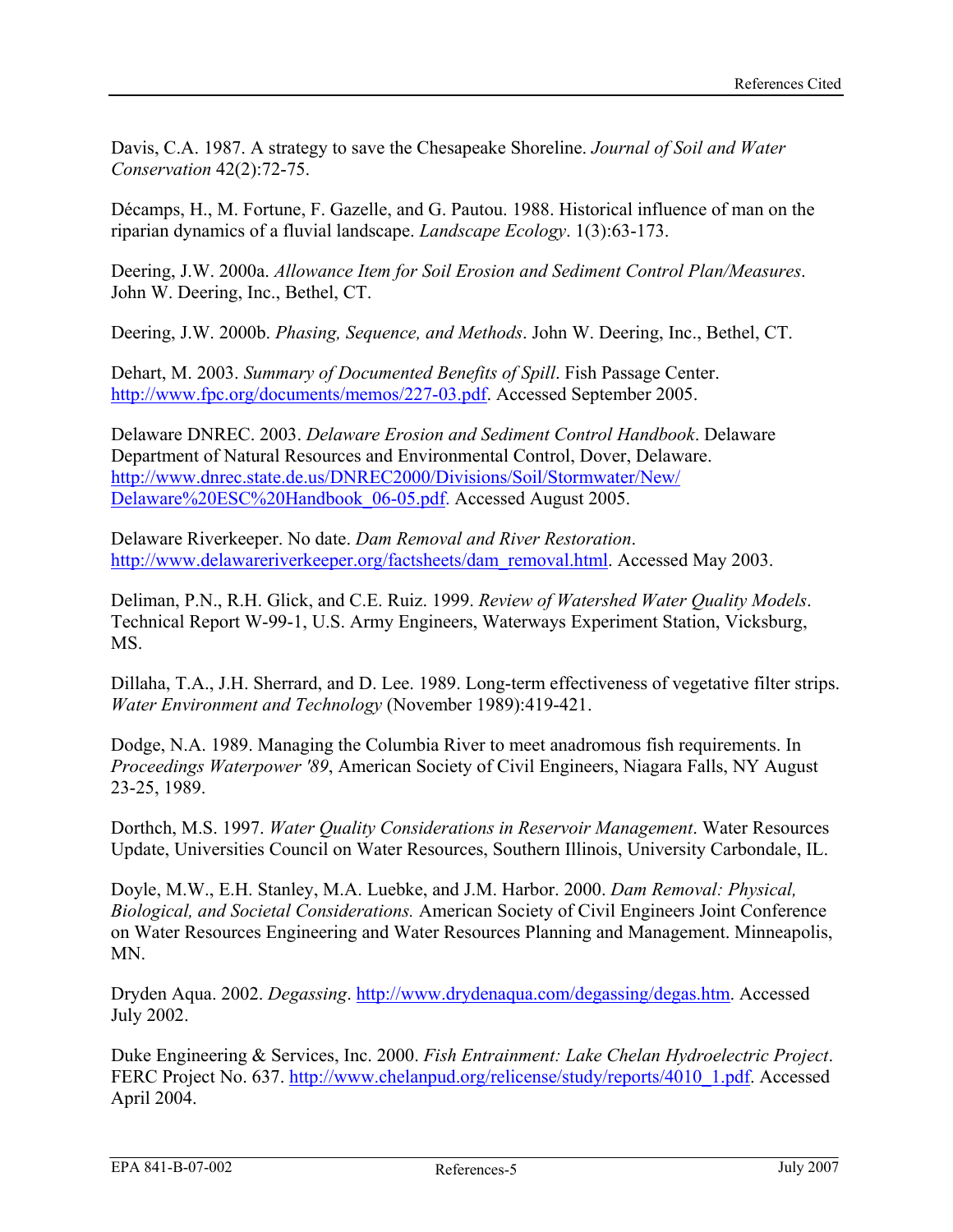Davis, C.A. 1987. A strategy to save the Chesapeake Shoreline. *Journal of Soil and Water Conservation* 42(2):72-75.

Décamps, H., M. Fortune, F. Gazelle, and G. Pautou. 1988. Historical influence of man on the riparian dynamics of a fluvial landscape. *Landscape Ecology*. 1(3):63-173.

Deering, J.W. 2000a. *Allowance Item for Soil Erosion and Sediment Control Plan/Measures*. John W. Deering, Inc., Bethel, CT.

Deering, J.W. 2000b. *Phasing, Sequence, and Methods*. John W. Deering, Inc., Bethel, CT.

Dehart, M. 2003. *Summary of Documented Benefits of Spill*. Fish Passage Center. http://www.fpc.org/documents/memos/227-03.pdf. Accessed September 2005.

Delaware DNREC. 2003. *Delaware Erosion and Sediment Control Handbook*. Delaware Department of Natural Resources and Environmental Control, Dover, Delaware. http://www.dnrec.state.de.us/DNREC2000/Divisions/Soil/Stormwater/New/Delaware%20ESC%20Handbook_06-05.pdf. Accessed August 2005.

Delaware Riverkeeper. No date. *Dam Removal and River Restoration*. http://www.delawareriverkeeper.org/factsheets/dam_removal.html. Accessed May 2003.

Deliman, P.N., R.H. Glick, and C.E. Ruiz. 1999. *Review of Watershed Water Quality Models*. Technical Report W-99-1, U.S. Army Engineers, Waterways Experiment Station, Vicksburg, MS.

Dillaha, T.A., J.H. Sherrard, and D. Lee. 1989. Long-term effectiveness of vegetative filter strips. *Water Environment and Technology* (November 1989):419-421.

Dodge, N.A. 1989. Managing the Columbia River to meet anadromous fish requirements. In *Proceedings Waterpower '89*, American Society of Civil Engineers, Niagara Falls, NY August 23-25, 1989.

Dorthch, M.S. 1997. *Water Quality Considerations in Reservoir Management*. Water Resources Update, Universities Council on Water Resources, Southern Illinois, University Carbondale, IL.

Doyle, M.W., E.H. Stanley, M.A. Luebke, and J.M. Harbor. 2000. *Dam Removal: Physical, Biological, and Societal Considerations.* American Society of Civil Engineers Joint Conference on Water Resources Engineering and Water Resources Planning and Management. Minneapolis, MN.

Dryden Aqua. 2002. *Degassing*. http://www.drydenaqua.com/degassing/degas.htm. Accessed July 2002.

Duke Engineering & Services, Inc. 2000. *Fish Entrainment: Lake Chelan Hydroelectric Project*. FERC Project No. 637. http://www.chelanpud.org/relicense/study/reports/4010_1.pdf. Accessed April 2004.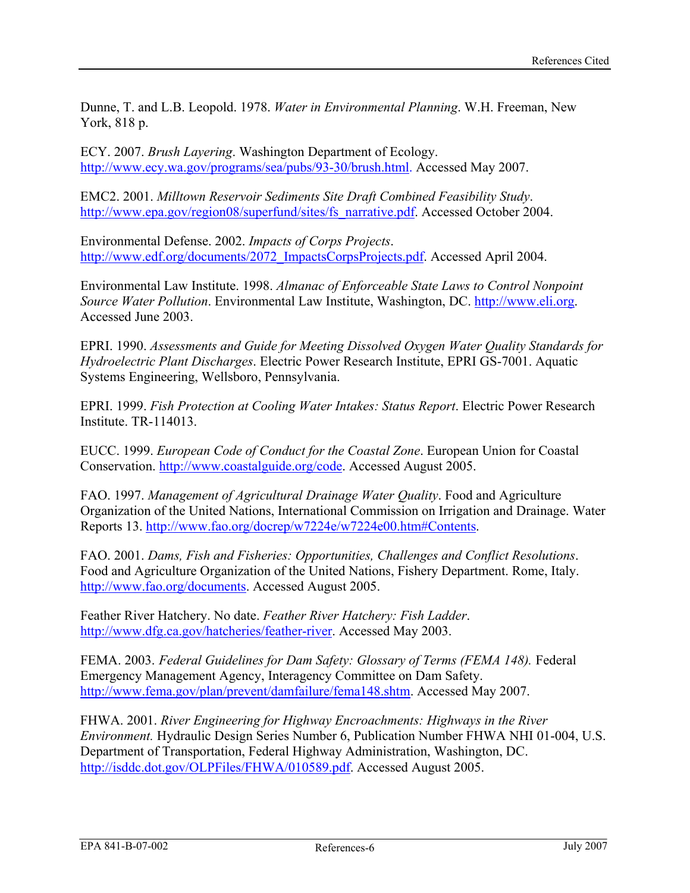Dunne, T. and L.B. Leopold. 1978. *Water in Environmental Planning*. W.H. Freeman, New York, 818 p.

ECY. 2007. *Brush Layering*. Washington Department of Ecology. http://www.ecy.wa.gov/programs/sea/pubs/93-30/brush.html. Accessed May 2007.

EMC2. 2001. *Milltown Reservoir Sediments Site Draft Combined Feasibility Study*. http://www.epa.gov/region08/superfund/sites/fs_narrative.pdf. Accessed October 2004.

Environmental Defense. 2002. *Impacts of Corps Projects*. http://www.edf.org/documents/2072_ImpactsCorpsProjects.pdf. Accessed April 2004.

Environmental Law Institute. 1998. *Almanac of Enforceable State Laws to Control Nonpoint Source Water Pollution*. Environmental Law Institute, Washington, DC. http://www.eli.org. Accessed June 2003.

EPRI. 1990. *Assessments and Guide for Meeting Dissolved Oxygen Water Quality Standards for Hydroelectric Plant Discharges*. Electric Power Research Institute, EPRI GS-7001. Aquatic Systems Engineering, Wellsboro, Pennsylvania.

EPRI. 1999. *Fish Protection at Cooling Water Intakes: Status Report*. Electric Power Research Institute. TR-114013.

EUCC. 1999. *European Code of Conduct for the Coastal Zone*. European Union for Coastal Conservation. http://www.coastalguide.org/code. Accessed August 2005.

FAO. 1997. *Management of Agricultural Drainage Water Quality*. Food and Agriculture Organization of the United Nations, International Commission on Irrigation and Drainage. Water Reports 13. http://www.fao.org/docrep/w7224e/w7224e00.htm#Contents.

FAO. 2001. *Dams, Fish and Fisheries: Opportunities, Challenges and Conflict Resolutions*. Food and Agriculture Organization of the United Nations, Fishery Department. Rome, Italy. http://www.fao.org/documents. Accessed August 2005.

Feather River Hatchery. No date. *Feather River Hatchery: Fish Ladder*. http://www.dfg.ca.gov/hatcheries/feather-river. Accessed May 2003.

FEMA. 2003. *Federal Guidelines for Dam Safety: Glossary of Terms (FEMA 148).* Federal Emergency Management Agency, Interagency Committee on Dam Safety. http://www.fema.gov/plan/prevent/damfailure/fema148.shtm. Accessed May 2007.

FHWA. 2001. *River Engineering for Highway Encroachments: Highways in the River Environment.* Hydraulic Design Series Number 6, Publication Number FHWA NHI 01-004, U.S. Department of Transportation, Federal Highway Administration, Washington, DC. http://isddc.dot.gov/OLPFiles/FHWA/010589.pdf. Accessed August 2005.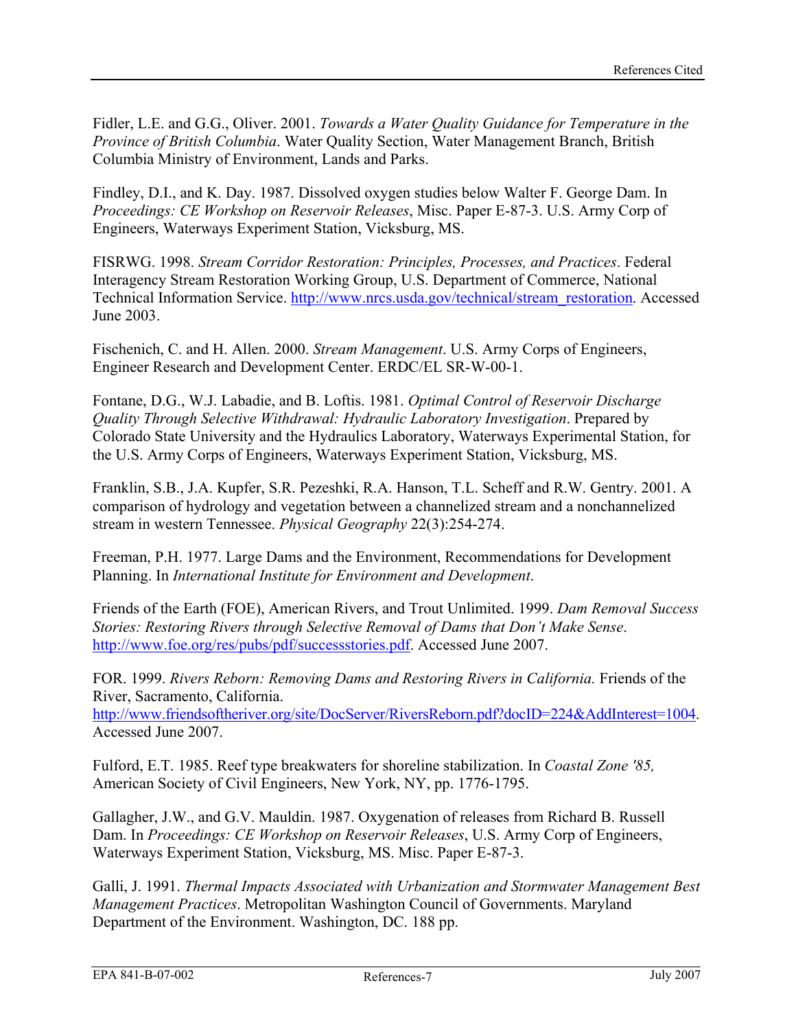Fidler, L.E. and G.G., Oliver. 2001. *Towards a Water Quality Guidance for Temperature in the Province of British Columbia*. Water Quality Section, Water Management Branch, British Columbia Ministry of Environment, Lands and Parks.

Findley, D.I., and K. Day. 1987. Dissolved oxygen studies below Walter F. George Dam. In *Proceedings: CE Workshop on Reservoir Releases*, Misc. Paper E-87-3. U.S. Army Corp of Engineers, Waterways Experiment Station, Vicksburg, MS.

FISRWG. 1998. *Stream Corridor Restoration: Principles, Processes, and Practices*. Federal Interagency Stream Restoration Working Group, U.S. Department of Commerce, National Technical Information Service. http://www.nrcs.usda.gov/technical/stream_restoration. Accessed June 2003.

Fischenich, C. and H. Allen. 2000. *Stream Management*. U.S. Army Corps of Engineers, Engineer Research and Development Center. ERDC/EL SR-W-00-1.

Fontane, D.G., W.J. Labadie, and B. Loftis. 1981. *Optimal Control of Reservoir Discharge Quality Through Selective Withdrawal: Hydraulic Laboratory Investigation*. Prepared by Colorado State University and the Hydraulics Laboratory, Waterways Experimental Station, for the U.S. Army Corps of Engineers, Waterways Experiment Station, Vicksburg, MS.

Franklin, S.B., J.A. Kupfer, S.R. Pezeshki, R.A. Hanson, T.L. Scheff and R.W. Gentry. 2001. A comparison of hydrology and vegetation between a channelized stream and a nonchannelized stream in western Tennessee. *Physical Geography* 22(3):254-274.

Freeman, P.H. 1977. Large Dams and the Environment, Recommendations for Development Planning. In *International Institute for Environment and Development*.

Friends of the Earth (FOE), American Rivers, and Trout Unlimited. 1999. *Dam Removal Success Stories: Restoring Rivers through Selective Removal of Dams that Don't Make Sense*. http://www.foe.org/res/pubs/pdf/successstories.pdf. Accessed June 2007.

FOR. 1999. *Rivers Reborn: Removing Dams and Restoring Rivers in California.* Friends of the River, Sacramento, California. http://www.friendsoftheriver.org/site/DocServer/RiversReborn.pdf?docID=224&AddInterest=1004. Accessed June 2007.

Fulford, E.T. 1985. Reef type breakwaters for shoreline stabilization. In *Coastal Zone '85,* American Society of Civil Engineers, New York, NY, pp. 1776-1795.

Gallagher, J.W., and G.V. Mauldin. 1987. Oxygenation of releases from Richard B. Russell Dam. In *Proceedings: CE Workshop on Reservoir Releases*, U.S. Army Corp of Engineers, Waterways Experiment Station, Vicksburg, MS. Misc. Paper E-87-3.

Galli, J. 1991. *Thermal Impacts Associated with Urbanization and Stormwater Management Best Management Practices*. Metropolitan Washington Council of Governments. Maryland Department of the Environment. Washington, DC. 188 pp.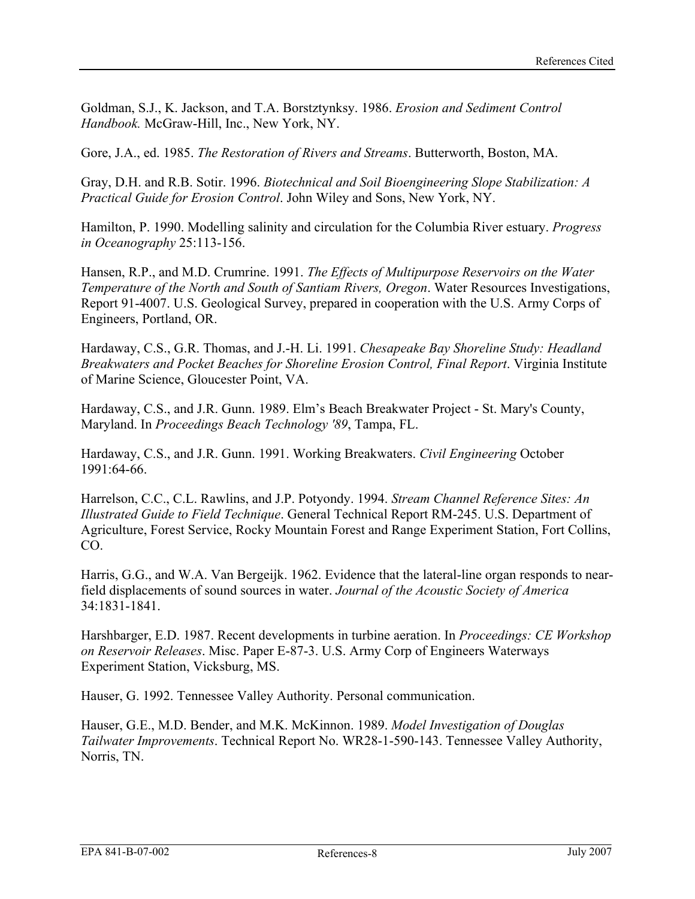Goldman, S.J., K. Jackson, and T.A. Borstztynksy. 1986. *Erosion and Sediment Control Handbook.* McGraw-Hill, Inc., New York, NY.

Gore, J.A., ed. 1985. *The Restoration of Rivers and Streams*. Butterworth, Boston, MA.

Gray, D.H. and R.B. Sotir. 1996. *Biotechnical and Soil Bioengineering Slope Stabilization: A Practical Guide for Erosion Control*. John Wiley and Sons, New York, NY.

Hamilton, P. 1990. Modelling salinity and circulation for the Columbia River estuary. *Progress in Oceanography* 25:113-156.

Hansen, R.P., and M.D. Crumrine. 1991. *The Effects of Multipurpose Reservoirs on the Water Temperature of the North and South of Santiam Rivers, Oregon*. Water Resources Investigations, Report 91-4007. U.S. Geological Survey, prepared in cooperation with the U.S. Army Corps of Engineers, Portland, OR.

Hardaway, C.S., G.R. Thomas, and J.-H. Li. 1991. *Chesapeake Bay Shoreline Study: Headland Breakwaters and Pocket Beaches for Shoreline Erosion Control, Final Report*. Virginia Institute of Marine Science, Gloucester Point, VA.

Hardaway, C.S., and J.R. Gunn. 1989. Elm's Beach Breakwater Project - St. Mary's County, Maryland. In *Proceedings Beach Technology '89*, Tampa, FL.

Hardaway, C.S., and J.R. Gunn. 1991. Working Breakwaters. *Civil Engineering* October 1991:64-66.

Harrelson, C.C., C.L. Rawlins, and J.P. Potyondy. 1994. *Stream Channel Reference Sites: An Illustrated Guide to Field Technique*. General Technical Report RM-245. U.S. Department of Agriculture, Forest Service, Rocky Mountain Forest and Range Experiment Station, Fort Collins, CO.

Harris, G.G., and W.A. Van Bergeijk. 1962. Evidence that the lateral-line organ responds to near-field displacements of sound sources in water. *Journal of the Acoustic Society of America* 34:1831-1841.

Harshbarger, E.D. 1987. Recent developments in turbine aeration. In *Proceedings: CE Workshop on Reservoir Releases*. Misc. Paper E-87-3. U.S. Army Corp of Engineers Waterways Experiment Station, Vicksburg, MS.

Hauser, G. 1992. Tennessee Valley Authority. Personal communication.

Hauser, G.E., M.D. Bender, and M.K. McKinnon. 1989. *Model Investigation of Douglas Tailwater Improvements*. Technical Report No. WR28-1-590-143. Tennessee Valley Authority, Norris, TN.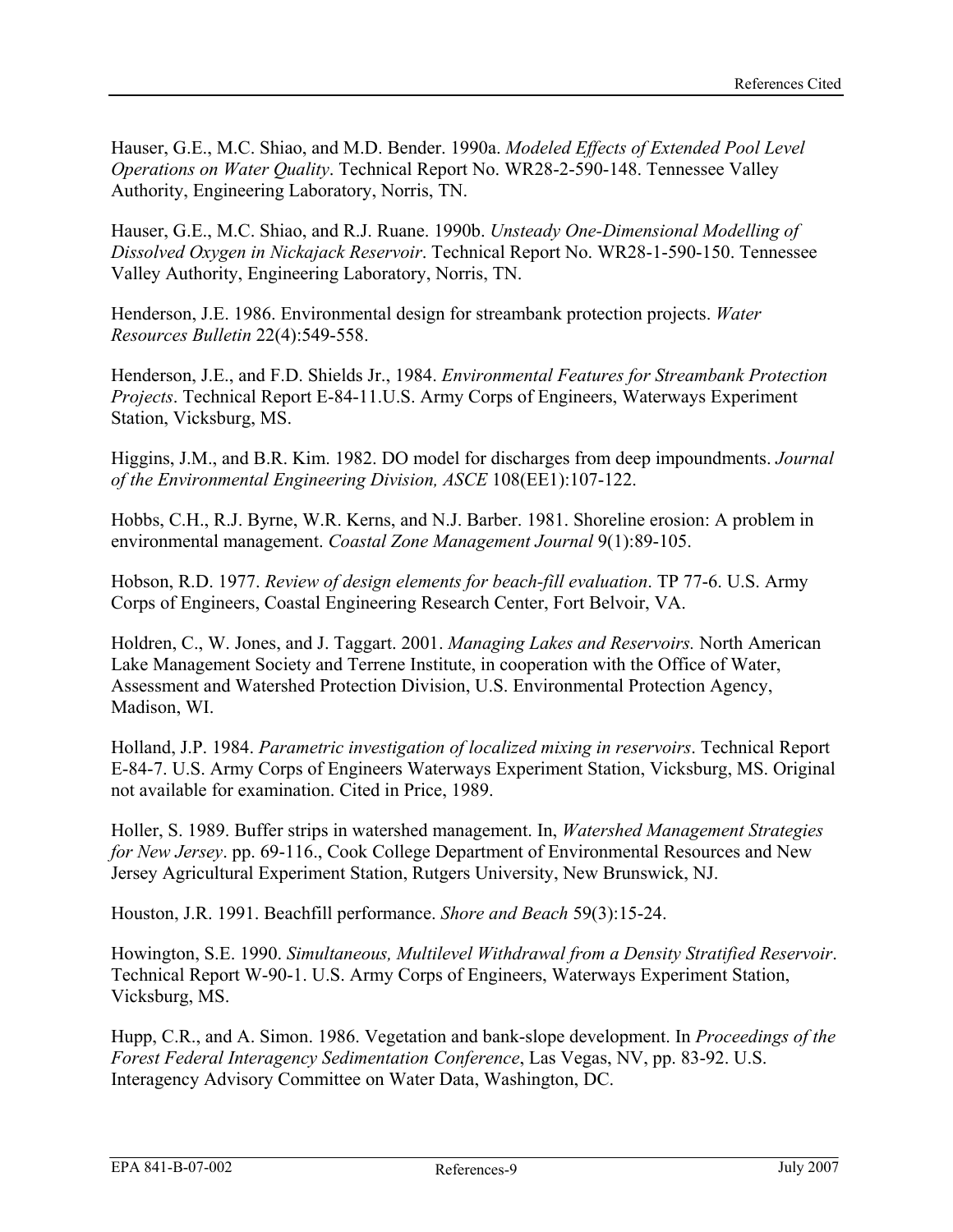Hauser, G.E., M.C. Shiao, and M.D. Bender. 1990a. *Modeled Effects of Extended Pool Level Operations on Water Quality*. Technical Report No. WR28-2-590-148. Tennessee Valley Authority, Engineering Laboratory, Norris, TN.

Hauser, G.E., M.C. Shiao, and R.J. Ruane. 1990b. *Unsteady One-Dimensional Modelling of Dissolved Oxygen in Nickajack Reservoir*. Technical Report No. WR28-1-590-150. Tennessee Valley Authority, Engineering Laboratory, Norris, TN.

Henderson, J.E. 1986. Environmental design for streambank protection projects. *Water Resources Bulletin* 22(4):549-558.

Henderson, J.E., and F.D. Shields Jr., 1984. *Environmental Features for Streambank Protection Projects*. Technical Report E-84-11.U.S. Army Corps of Engineers, Waterways Experiment Station, Vicksburg, MS.

Higgins, J.M., and B.R. Kim. 1982. DO model for discharges from deep impoundments. *Journal of the Environmental Engineering Division, ASCE* 108(EE1):107-122.

Hobbs, C.H., R.J. Byrne, W.R. Kerns, and N.J. Barber. 1981. Shoreline erosion: A problem in environmental management. *Coastal Zone Management Journal* 9(1):89-105.

Hobson, R.D. 1977. *Review of design elements for beach-fill evaluation*. TP 77-6. U.S. Army Corps of Engineers, Coastal Engineering Research Center, Fort Belvoir, VA.

Holdren, C., W. Jones, and J. Taggart. 2001. *Managing Lakes and Reservoirs.* North American Lake Management Society and Terrene Institute, in cooperation with the Office of Water, Assessment and Watershed Protection Division, U.S. Environmental Protection Agency, Madison, WI.

Holland, J.P. 1984. *Parametric investigation of localized mixing in reservoirs*. Technical Report E-84-7. U.S. Army Corps of Engineers Waterways Experiment Station, Vicksburg, MS. Original not available for examination. Cited in Price, 1989.

Holler, S. 1989. Buffer strips in watershed management. In, *Watershed Management Strategies for New Jersey*. pp. 69-116., Cook College Department of Environmental Resources and New Jersey Agricultural Experiment Station, Rutgers University, New Brunswick, NJ.

Houston, J.R. 1991. Beachfill performance. *Shore and Beach* 59(3):15-24.

Howington, S.E. 1990. *Simultaneous, Multilevel Withdrawal from a Density Stratified Reservoir*. Technical Report W-90-1. U.S. Army Corps of Engineers, Waterways Experiment Station, Vicksburg, MS.

Hupp, C.R., and A. Simon. 1986. Vegetation and bank-slope development. In *Proceedings of the Forest Federal Interagency Sedimentation Conference*, Las Vegas, NV, pp. 83-92. U.S. Interagency Advisory Committee on Water Data, Washington, DC.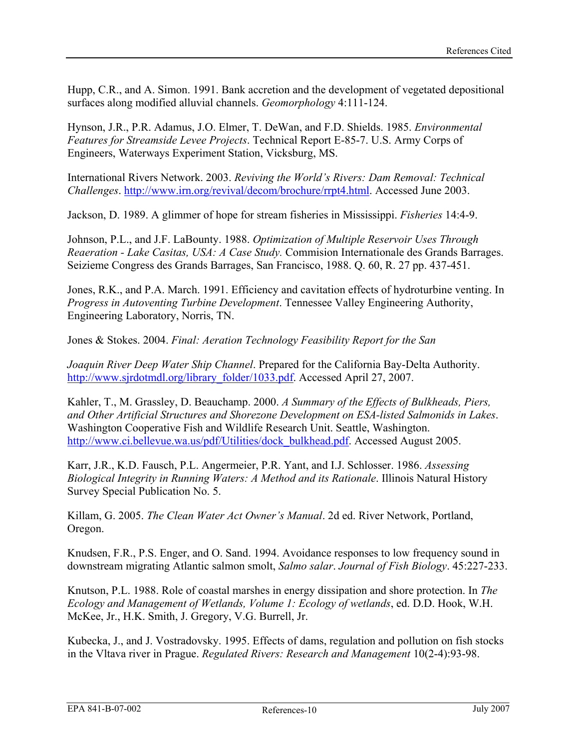Hupp, C.R., and A. Simon. 1991. Bank accretion and the development of vegetated depositional surfaces along modified alluvial channels. *Geomorphology* 4:111-124.

Hynson, J.R., P.R. Adamus, J.O. Elmer, T. DeWan, and F.D. Shields. 1985. *Environmental Features for Streamside Levee Projects*. Technical Report E-85-7. U.S. Army Corps of Engineers, Waterways Experiment Station, Vicksburg, MS.

International Rivers Network. 2003. *Reviving the World's Rivers: Dam Removal: Technical Challenges*. http://www.irn.org/revival/decom/brochure/rrpt4.html. Accessed June 2003.

Jackson, D. 1989. A glimmer of hope for stream fisheries in Mississippi. *Fisheries* 14:4-9.

Johnson, P.L., and J.F. LaBounty. 1988. *Optimization of Multiple Reservoir Uses Through Reaeration - Lake Casitas, USA: A Case Study.* Commision Internationale des Grands Barrages. Seizieme Congress des Grands Barrages, San Francisco, 1988. Q. 60, R. 27 pp. 437-451.

Jones, R.K., and P.A. March. 1991. Efficiency and cavitation effects of hydroturbine venting. In *Progress in Autoventing Turbine Development*. Tennessee Valley Engineering Authority, Engineering Laboratory, Norris, TN.

Jones & Stokes. 2004. *Final: Aeration Technology Feasibility Report for the San Joaquin River Deep Water Ship Channel*. Prepared for the California Bay-Delta Authority. http://www.sjrdotmdl.org/library_folder/1033.pdf. Accessed April 27, 2007.

Kahler, T., M. Grassley, D. Beauchamp. 2000. *A Summary of the Effects of Bulkheads, Piers, and Other Artificial Structures and Shorezone Development on ESA-listed Salmonids in Lakes*. Washington Cooperative Fish and Wildlife Research Unit. Seattle, Washington. http://www.ci.bellevue.wa.us/pdf/Utilities/dock_bulkhead.pdf. Accessed August 2005.

Karr, J.R., K.D. Fausch, P.L. Angermeier, P.R. Yant, and I.J. Schlosser. 1986. *Assessing Biological Integrity in Running Waters: A Method and its Rationale*. Illinois Natural History Survey Special Publication No. 5.

Killam, G. 2005. *The Clean Water Act Owner's Manual*. 2d ed. River Network, Portland, Oregon.

Knudsen, F.R., P.S. Enger, and O. Sand. 1994. Avoidance responses to low frequency sound in downstream migrating Atlantic salmon smolt, *Salmo salar*. *Journal of Fish Biology*. 45:227-233.

Knutson, P.L. 1988. Role of coastal marshes in energy dissipation and shore protection. In *The Ecology and Management of Wetlands, Volume 1: Ecology of wetlands*, ed. D.D. Hook, W.H. McKee, Jr., H.K. Smith, J. Gregory, V.G. Burrell, Jr.

Kubecka, J., and J. Vostradovsky. 1995. Effects of dams, regulation and pollution on fish stocks in the Vltava river in Prague. *Regulated Rivers: Research and Management* 10(2-4):93-98.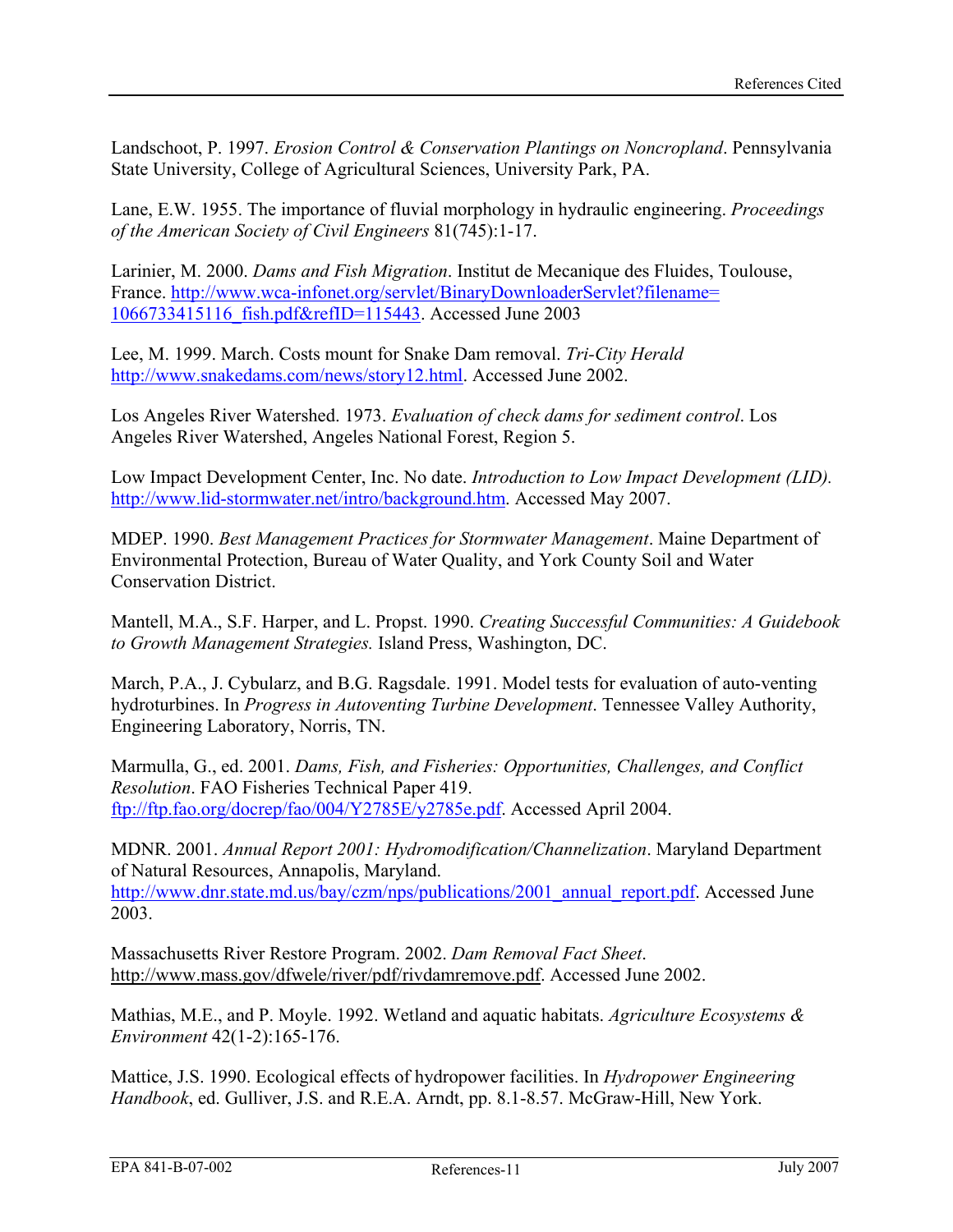Landschoot, P. 1997. *Erosion Control & Conservation Plantings on Noncropland*. Pennsylvania State University, College of Agricultural Sciences, University Park, PA.

Lane, E.W. 1955. The importance of fluvial morphology in hydraulic engineering. *Proceedings of the American Society of Civil Engineers* 81(745):1-17.

Larinier, M. 2000. *Dams and Fish Migration*. Institut de Mecanique des Fluides, Toulouse, France. http://www.wca-infonet.org/servlet/BinaryDownloaderServlet?filename=1066733415116_fish.pdf&refID=115443. Accessed June 2003

Lee, M. 1999. March. Costs mount for Snake Dam removal. *Tri-City Herald* http://www.snakedams.com/news/story12.html. Accessed June 2002.

Los Angeles River Watershed. 1973. *Evaluation of check dams for sediment control*. Los Angeles River Watershed, Angeles National Forest, Region 5.

Low Impact Development Center, Inc. No date. *Introduction to Low Impact Development (LID).* http://www.lid-stormwater.net/intro/background.htm. Accessed May 2007.

MDEP. 1990. *Best Management Practices for Stormwater Management*. Maine Department of Environmental Protection, Bureau of Water Quality, and York County Soil and Water Conservation District.

Mantell, M.A., S.F. Harper, and L. Propst. 1990. *Creating Successful Communities: A Guidebook to Growth Management Strategies.* Island Press, Washington, DC.

March, P.A., J. Cybularz, and B.G. Ragsdale. 1991. Model tests for evaluation of auto-venting hydroturbines. In *Progress in Autoventing Turbine Development*. Tennessee Valley Authority, Engineering Laboratory, Norris, TN.

Marmulla, G., ed. 2001. *Dams, Fish, and Fisheries: Opportunities, Challenges, and Conflict Resolution*. FAO Fisheries Technical Paper 419. ftp://ftp.fao.org/docrep/fao/004/Y2785E/y2785e.pdf. Accessed April 2004.

MDNR. 2001. *Annual Report 2001: Hydromodification/Channelization*. Maryland Department of Natural Resources, Annapolis, Maryland. http://www.dnr.state.md.us/bay/czm/nps/publications/2001_annual_report.pdf. Accessed June 2003.

Massachusetts River Restore Program. 2002. *Dam Removal Fact Sheet*. http://www.mass.gov/dfwele/river/pdf/rivdamremove.pdf. Accessed June 2002.

Mathias, M.E., and P. Moyle. 1992. Wetland and aquatic habitats. *Agriculture Ecosystems & Environment* 42(1-2):165-176.

Mattice, J.S. 1990. Ecological effects of hydropower facilities. In *Hydropower Engineering Handbook*, ed. Gulliver, J.S. and R.E.A. Arndt, pp. 8.1-8.57. McGraw-Hill, New York.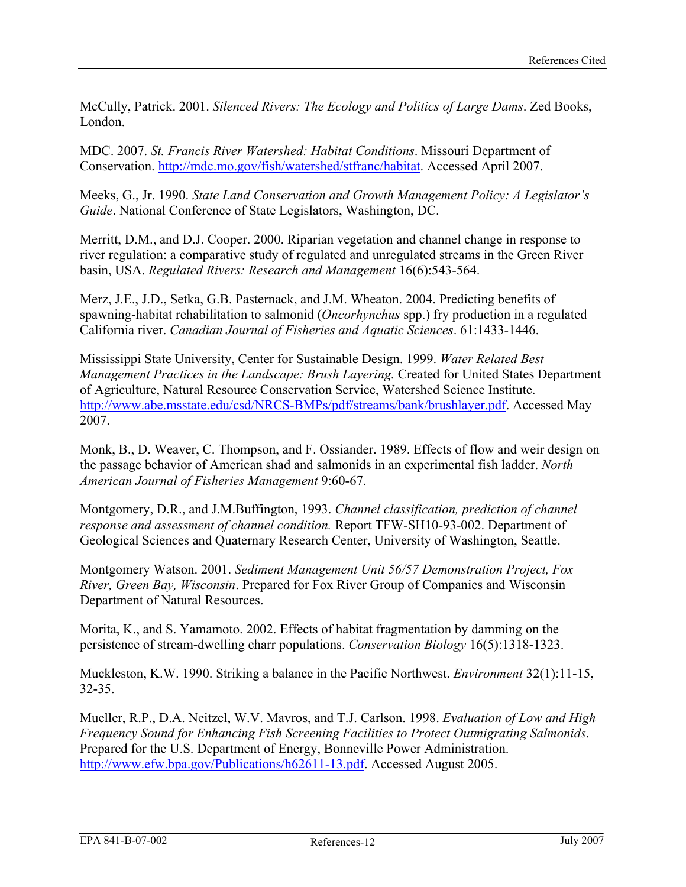McCully, Patrick. 2001. *Silenced Rivers: The Ecology and Politics of Large Dams*. Zed Books, London.

MDC. 2007. *St. Francis River Watershed: Habitat Conditions*. Missouri Department of Conservation. http://mdc.mo.gov/fish/watershed/stfranc/habitat. Accessed April 2007.

Meeks, G., Jr. 1990. *State Land Conservation and Growth Management Policy: A Legislator's Guide*. National Conference of State Legislators, Washington, DC.

Merritt, D.M., and D.J. Cooper. 2000. Riparian vegetation and channel change in response to river regulation: a comparative study of regulated and unregulated streams in the Green River basin, USA. *Regulated Rivers: Research and Management* 16(6):543-564.

Merz, J.E., J.D., Setka, G.B. Pasternack, and J.M. Wheaton. 2004. Predicting benefits of spawning-habitat rehabilitation to salmonid (*Oncorhynchus* spp.) fry production in a regulated California river. *Canadian Journal of Fisheries and Aquatic Sciences*. 61:1433-1446.

Mississippi State University, Center for Sustainable Design. 1999. *Water Related Best Management Practices in the Landscape: Brush Layering.* Created for United States Department of Agriculture, Natural Resource Conservation Service, Watershed Science Institute. http://www.abe.msstate.edu/csd/NRCS-BMPs/pdf/streams/bank/brushlayer.pdf. Accessed May 2007.

Monk, B., D. Weaver, C. Thompson, and F. Ossiander. 1989. Effects of flow and weir design on the passage behavior of American shad and salmonids in an experimental fish ladder. *North American Journal of Fisheries Management* 9:60-67.

Montgomery, D.R., and J.M.Buffington, 1993. *Channel classification, prediction of channel response and assessment of channel condition.* Report TFW-SH10-93-002. Department of Geological Sciences and Quaternary Research Center, University of Washington, Seattle.

Montgomery Watson. 2001. *Sediment Management Unit 56/57 Demonstration Project, Fox River, Green Bay, Wisconsin*. Prepared for Fox River Group of Companies and Wisconsin Department of Natural Resources.

Morita, K., and S. Yamamoto. 2002. Effects of habitat fragmentation by damming on the persistence of stream-dwelling charr populations. *Conservation Biology* 16(5):1318-1323.

Muckleston, K.W. 1990. Striking a balance in the Pacific Northwest. *Environment* 32(1):11-15, 32-35.

Mueller, R.P., D.A. Neitzel, W.V. Mavros, and T.J. Carlson. 1998. *Evaluation of Low and High Frequency Sound for Enhancing Fish Screening Facilities to Protect Outmigrating Salmonids*. Prepared for the U.S. Department of Energy, Bonneville Power Administration. http://www.efw.bpa.gov/Publications/h62611-13.pdf. Accessed August 2005.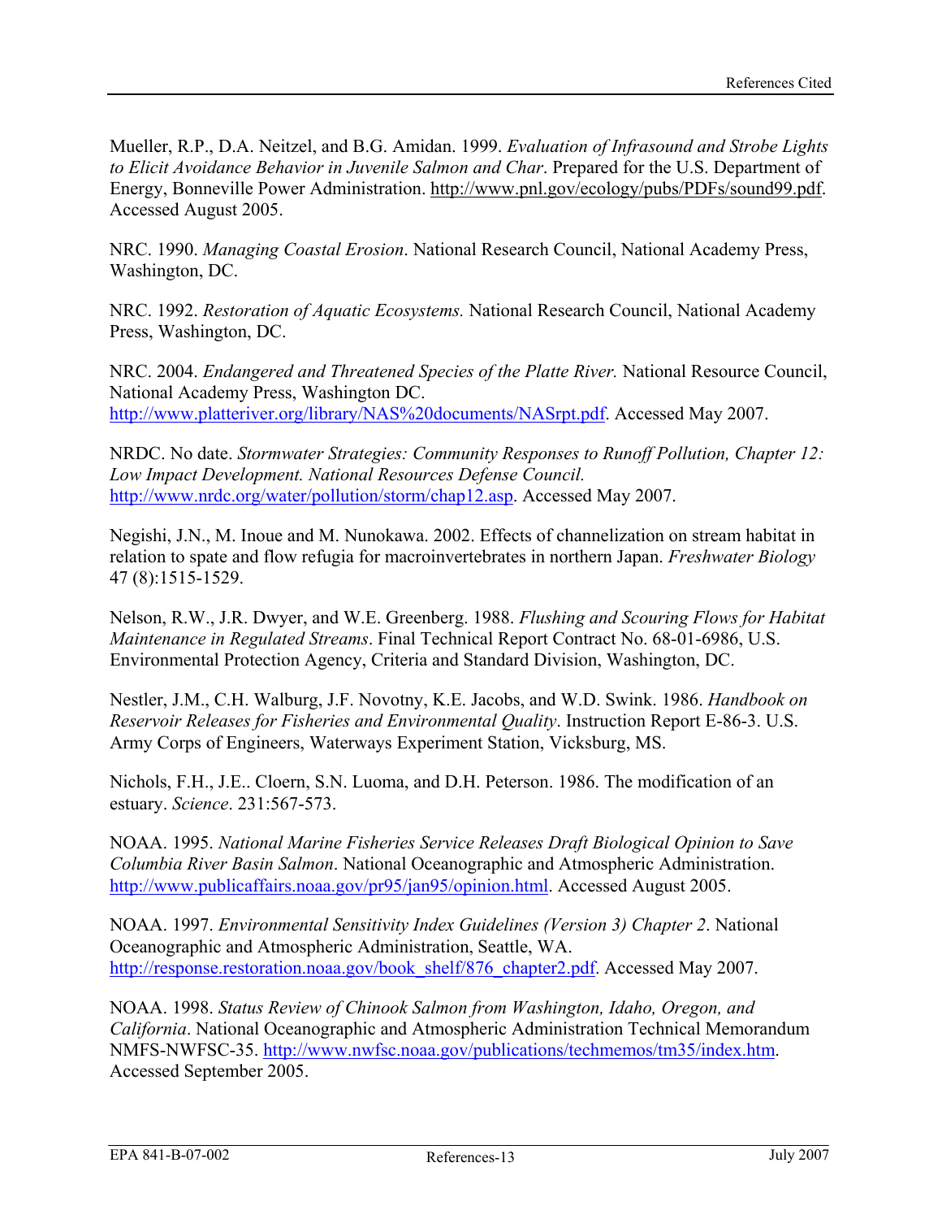Mueller, R.P., D.A. Neitzel, and B.G. Amidan. 1999. *Evaluation of Infrasound and Strobe Lights to Elicit Avoidance Behavior in Juvenile Salmon and Char*. Prepared for the U.S. Department of Energy, Bonneville Power Administration. http://www.pnl.gov/ecology/pubs/PDFs/sound99.pdf. Accessed August 2005.

NRC. 1990. *Managing Coastal Erosion*. National Research Council, National Academy Press, Washington, DC.

NRC. 1992. *Restoration of Aquatic Ecosystems.* National Research Council, National Academy Press, Washington, DC.

NRC. 2004. *Endangered and Threatened Species of the Platte River.* National Resource Council, National Academy Press, Washington DC. http://www.platteriver.org/library/NAS%20documents/NASrpt.pdf. Accessed May 2007.

NRDC. No date. *Stormwater Strategies: Community Responses to Runoff Pollution, Chapter 12: Low Impact Development. National Resources Defense Council.* http://www.nrdc.org/water/pollution/storm/chap12.asp. Accessed May 2007.

Negishi, J.N., M. Inoue and M. Nunokawa. 2002. Effects of channelization on stream habitat in relation to spate and flow refugia for macroinvertebrates in northern Japan. *Freshwater Biology* 47 (8):1515-1529.

Nelson, R.W., J.R. Dwyer, and W.E. Greenberg. 1988. *Flushing and Scouring Flows for Habitat Maintenance in Regulated Streams*. Final Technical Report Contract No. 68-01-6986, U.S. Environmental Protection Agency, Criteria and Standard Division, Washington, DC.

Nestler, J.M., C.H. Walburg, J.F. Novotny, K.E. Jacobs, and W.D. Swink. 1986. *Handbook on Reservoir Releases for Fisheries and Environmental Quality*. Instruction Report E-86-3. U.S. Army Corps of Engineers, Waterways Experiment Station, Vicksburg, MS.

Nichols, F.H., J.E.. Cloern, S.N. Luoma, and D.H. Peterson. 1986. The modification of an estuary. *Science*. 231:567-573.

NOAA. 1995. *National Marine Fisheries Service Releases Draft Biological Opinion to Save Columbia River Basin Salmon*. National Oceanographic and Atmospheric Administration. http://www.publicaffairs.noaa.gov/pr95/jan95/opinion.html. Accessed August 2005.

NOAA. 1997. *Environmental Sensitivity Index Guidelines (Version 3) Chapter 2*. National Oceanographic and Atmospheric Administration, Seattle, WA. http://response.restoration.noaa.gov/book_shelf/876_chapter2.pdf. Accessed May 2007.

NOAA. 1998. *Status Review of Chinook Salmon from Washington, Idaho, Oregon, and California*. National Oceanographic and Atmospheric Administration Technical Memorandum NMFS-NWFSC-35. http://www.nwfsc.noaa.gov/publications/techmemos/tm35/index.htm. Accessed September 2005.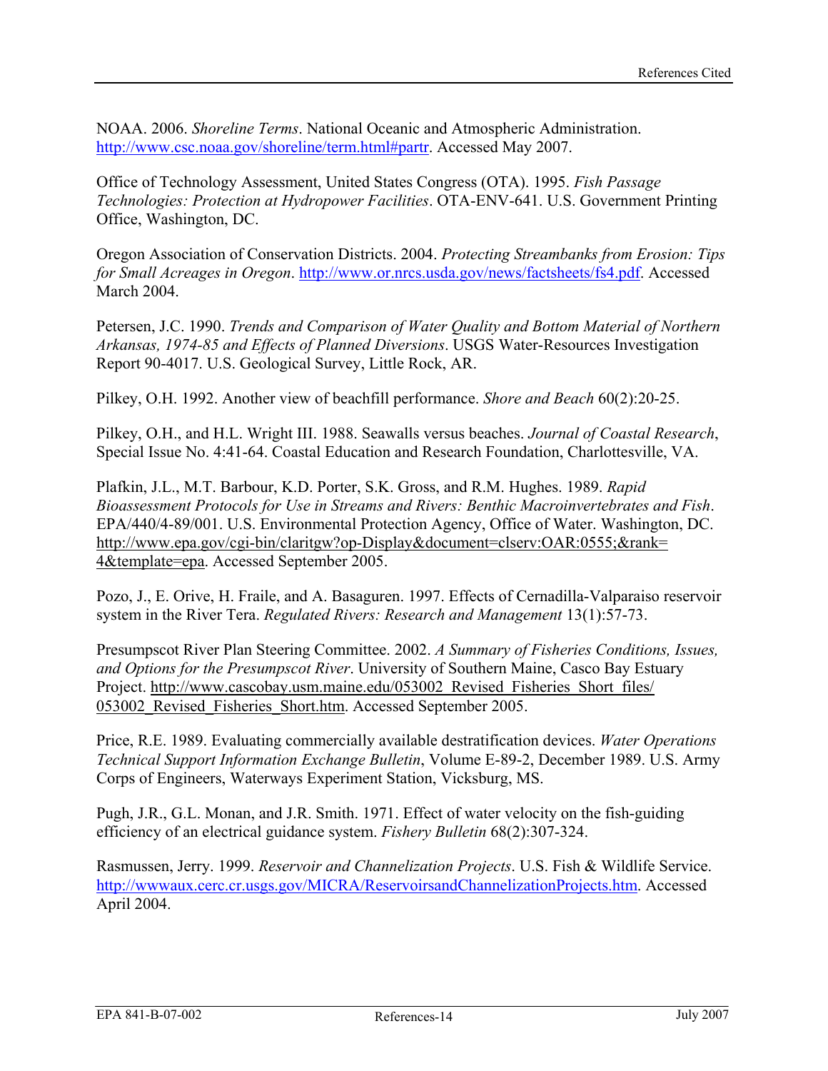NOAA. 2006. *Shoreline Terms*. National Oceanic and Atmospheric Administration. http://www.csc.noaa.gov/shoreline/term.html#partr. Accessed May 2007.

Office of Technology Assessment, United States Congress (OTA). 1995. *Fish Passage Technologies: Protection at Hydropower Facilities*. OTA-ENV-641. U.S. Government Printing Office, Washington, DC.

Oregon Association of Conservation Districts. 2004. *Protecting Streambanks from Erosion: Tips for Small Acreages in Oregon*. http://www.or.nrcs.usda.gov/news/factsheets/fs4.pdf. Accessed March 2004.

Petersen, J.C. 1990. *Trends and Comparison of Water Quality and Bottom Material of Northern Arkansas, 1974-85 and Effects of Planned Diversions*. USGS Water-Resources Investigation Report 90-4017. U.S. Geological Survey, Little Rock, AR.

Pilkey, O.H. 1992. Another view of beachfill performance. *Shore and Beach* 60(2):20-25.

Pilkey, O.H., and H.L. Wright III. 1988. Seawalls versus beaches. *Journal of Coastal Research*, Special Issue No. 4:41-64. Coastal Education and Research Foundation, Charlottesville, VA.

Plafkin, J.L., M.T. Barbour, K.D. Porter, S.K. Gross, and R.M. Hughes. 1989. *Rapid Bioassessment Protocols for Use in Streams and Rivers: Benthic Macroinvertebrates and Fish*. EPA/440/4-89/001. U.S. Environmental Protection Agency, Office of Water. Washington, DC. http://www.epa.gov/cgi-bin/claritgw?op-Display&document=clserv:OAR:0555;&rank=4&template=epa. Accessed September 2005.

Pozo, J., E. Orive, H. Fraile, and A. Basaguren. 1997. Effects of Cernadilla-Valparaiso reservoir system in the River Tera. *Regulated Rivers: Research and Management* 13(1):57-73.

Presumpscot River Plan Steering Committee. 2002. *A Summary of Fisheries Conditions, Issues, and Options for the Presumpscot River*. University of Southern Maine, Casco Bay Estuary Project. http://www.cascobay.usm.maine.edu/053002_Revised_Fisheries_Short_files/053002_Revised_Fisheries_Short.htm. Accessed September 2005.

Price, R.E. 1989. Evaluating commercially available destratification devices. *Water Operations Technical Support Information Exchange Bulletin*, Volume E-89-2, December 1989. U.S. Army Corps of Engineers, Waterways Experiment Station, Vicksburg, MS.

Pugh, J.R., G.L. Monan, and J.R. Smith. 1971. Effect of water velocity on the fish-guiding efficiency of an electrical guidance system. *Fishery Bulletin* 68(2):307-324.

Rasmussen, Jerry. 1999. *Reservoir and Channelization Projects*. U.S. Fish & Wildlife Service. http://wwwaux.cerc.cr.usgs.gov/MICRA/ReservoirsandChannelizationProjects.htm. Accessed April 2004.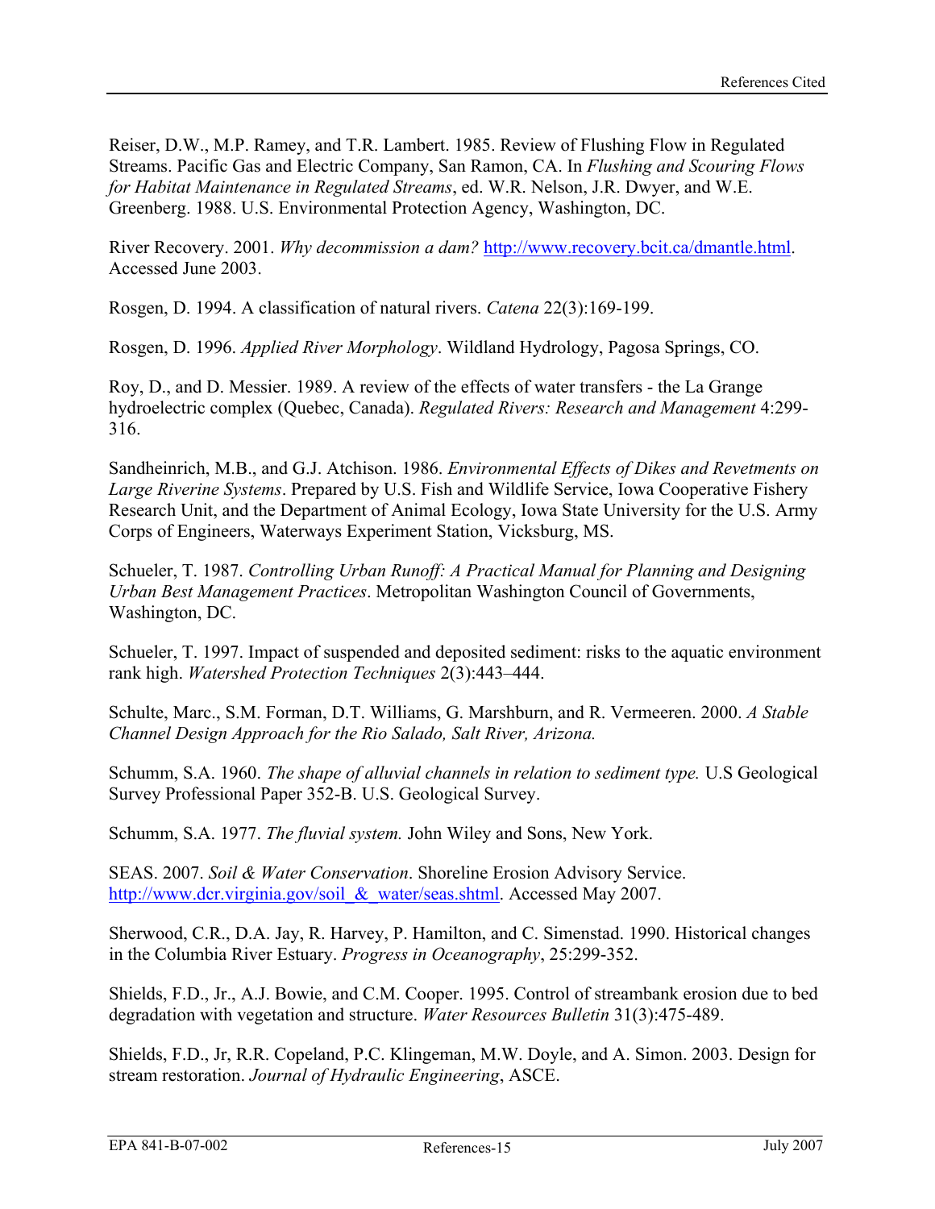Reiser, D.W., M.P. Ramey, and T.R. Lambert. 1985. Review of Flushing Flow in Regulated Streams. Pacific Gas and Electric Company, San Ramon, CA. In *Flushing and Scouring Flows for Habitat Maintenance in Regulated Streams*, ed. W.R. Nelson, J.R. Dwyer, and W.E. Greenberg. 1988. U.S. Environmental Protection Agency, Washington, DC.

River Recovery. 2001. *Why decommission a dam?* http://www.recovery.bcit.ca/dmantle.html. Accessed June 2003.

Rosgen, D. 1994. A classification of natural rivers. *Catena* 22(3):169-199.

Rosgen, D. 1996. *Applied River Morphology*. Wildland Hydrology, Pagosa Springs, CO.

Roy, D., and D. Messier. 1989. A review of the effects of water transfers - the La Grange hydroelectric complex (Quebec, Canada). *Regulated Rivers: Research and Management* 4:299-316.

Sandheinrich, M.B., and G.J. Atchison. 1986. *Environmental Effects of Dikes and Revetments on Large Riverine Systems*. Prepared by U.S. Fish and Wildlife Service, Iowa Cooperative Fishery Research Unit, and the Department of Animal Ecology, Iowa State University for the U.S. Army Corps of Engineers, Waterways Experiment Station, Vicksburg, MS.

Schueler, T. 1987. *Controlling Urban Runoff: A Practical Manual for Planning and Designing Urban Best Management Practices*. Metropolitan Washington Council of Governments, Washington, DC.

Schueler, T. 1997. Impact of suspended and deposited sediment: risks to the aquatic environment rank high. *Watershed Protection Techniques* 2(3):443–444.

Schulte, Marc., S.M. Forman, D.T. Williams, G. Marshburn, and R. Vermeeren. 2000. *A Stable Channel Design Approach for the Rio Salado, Salt River, Arizona.*

Schumm, S.A. 1960. *The shape of alluvial channels in relation to sediment type.* U.S Geological Survey Professional Paper 352-B. U.S. Geological Survey.

Schumm, S.A. 1977. *The fluvial system.* John Wiley and Sons, New York.

SEAS. 2007. *Soil & Water Conservation*. Shoreline Erosion Advisory Service. http://www.dcr.virginia.gov/soil_&_water/seas.shtml. Accessed May 2007.

Sherwood, C.R., D.A. Jay, R. Harvey, P. Hamilton, and C. Simenstad. 1990. Historical changes in the Columbia River Estuary. *Progress in Oceanography*, 25:299-352.

Shields, F.D., Jr., A.J. Bowie, and C.M. Cooper. 1995. Control of streambank erosion due to bed degradation with vegetation and structure. *Water Resources Bulletin* 31(3):475-489.

Shields, F.D., Jr, R.R. Copeland, P.C. Klingeman, M.W. Doyle, and A. Simon. 2003. Design for stream restoration. *Journal of Hydraulic Engineering*, ASCE.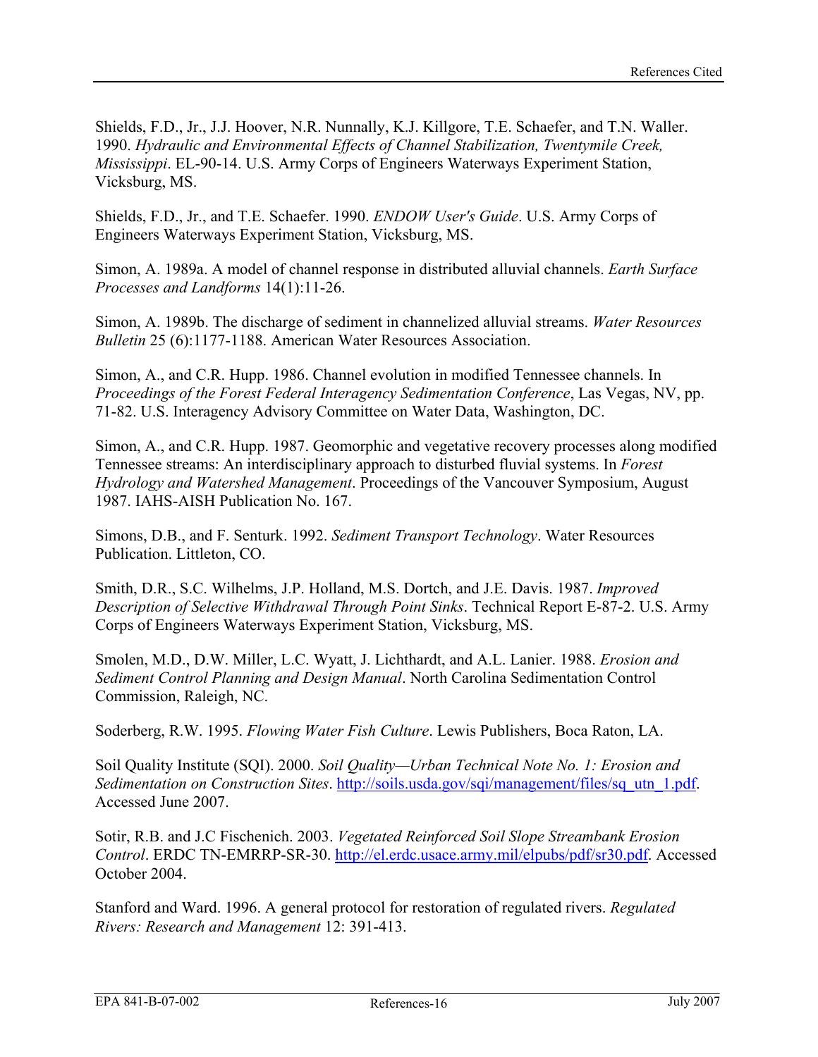Shields, F.D., Jr., J.J. Hoover, N.R. Nunnally, K.J. Killgore, T.E. Schaefer, and T.N. Waller. 1990. *Hydraulic and Environmental Effects of Channel Stabilization, Twentymile Creek, Mississippi*. EL-90-14. U.S. Army Corps of Engineers Waterways Experiment Station, Vicksburg, MS.

Shields, F.D., Jr., and T.E. Schaefer. 1990. *ENDOW User's Guide*. U.S. Army Corps of Engineers Waterways Experiment Station, Vicksburg, MS.

Simon, A. 1989a. A model of channel response in distributed alluvial channels. *Earth Surface Processes and Landforms* 14(1):11-26.

Simon, A. 1989b. The discharge of sediment in channelized alluvial streams. *Water Resources Bulletin* 25 (6):1177-1188. American Water Resources Association.

Simon, A., and C.R. Hupp. 1986. Channel evolution in modified Tennessee channels. In *Proceedings of the Forest Federal Interagency Sedimentation Conference*, Las Vegas, NV, pp. 71-82. U.S. Interagency Advisory Committee on Water Data, Washington, DC.

Simon, A., and C.R. Hupp. 1987. Geomorphic and vegetative recovery processes along modified Tennessee streams: An interdisciplinary approach to disturbed fluvial systems. In *Forest Hydrology and Watershed Management*. Proceedings of the Vancouver Symposium, August 1987. IAHS-AISH Publication No. 167.

Simons, D.B., and F. Senturk. 1992. *Sediment Transport Technology*. Water Resources Publication. Littleton, CO.

Smith, D.R., S.C. Wilhelms, J.P. Holland, M.S. Dortch, and J.E. Davis. 1987. *Improved Description of Selective Withdrawal Through Point Sinks*. Technical Report E-87-2. U.S. Army Corps of Engineers Waterways Experiment Station, Vicksburg, MS.

Smolen, M.D., D.W. Miller, L.C. Wyatt, J. Lichthardt, and A.L. Lanier. 1988. *Erosion and Sediment Control Planning and Design Manual*. North Carolina Sedimentation Control Commission, Raleigh, NC.

Soderberg, R.W. 1995. *Flowing Water Fish Culture*. Lewis Publishers, Boca Raton, LA.

Soil Quality Institute (SQI). 2000. *Soil Quality—Urban Technical Note No. 1: Erosion and Sedimentation on Construction Sites*. http://soils.usda.gov/sqi/management/files/sq_utn_1.pdf. Accessed June 2007.

Sotir, R.B. and J.C Fischenich. 2003. *Vegetated Reinforced Soil Slope Streambank Erosion Control*. ERDC TN-EMRRP-SR-30. http://el.erdc.usace.army.mil/elpubs/pdf/sr30.pdf. Accessed October 2004.

Stanford and Ward. 1996. A general protocol for restoration of regulated rivers. *Regulated Rivers: Research and Management* 12: 391-413.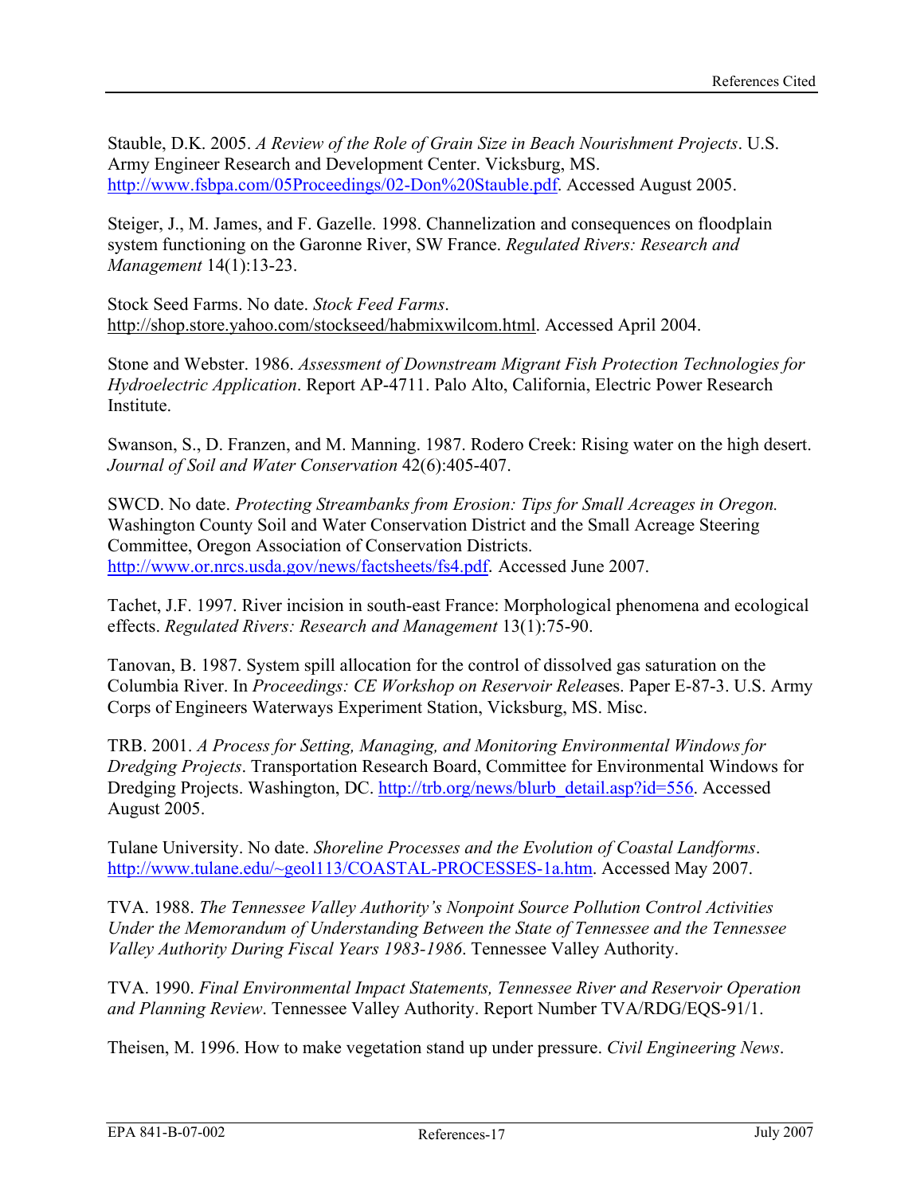Stauble, D.K. 2005. *A Review of the Role of Grain Size in Beach Nourishment Projects*. U.S. Army Engineer Research and Development Center. Vicksburg, MS. http://www.fsbpa.com/05Proceedings/02-Don%20Stauble.pdf. Accessed August 2005.

Steiger, J., M. James, and F. Gazelle. 1998. Channelization and consequences on floodplain system functioning on the Garonne River, SW France. *Regulated Rivers: Research and Management* 14(1):13-23.

Stock Seed Farms. No date. *Stock Feed Farms*. http://shop.store.yahoo.com/stockseed/habmixwilcom.html. Accessed April 2004.

Stone and Webster. 1986. *Assessment of Downstream Migrant Fish Protection Technologies for Hydroelectric Application*. Report AP-4711. Palo Alto, California, Electric Power Research Institute.

Swanson, S., D. Franzen, and M. Manning. 1987. Rodero Creek: Rising water on the high desert. *Journal of Soil and Water Conservation* 42(6):405-407.

SWCD. No date. *Protecting Streambanks from Erosion: Tips for Small Acreages in Oregon.* Washington County Soil and Water Conservation District and the Small Acreage Steering Committee, Oregon Association of Conservation Districts. http://www.or.nrcs.usda.gov/news/factsheets/fs4.pdf. Accessed June 2007.

Tachet, J.F. 1997. River incision in south-east France: Morphological phenomena and ecological effects. *Regulated Rivers: Research and Management* 13(1):75-90.

Tanovan, B. 1987. System spill allocation for the control of dissolved gas saturation on the Columbia River. In *Proceedings: CE Workshop on Reservoir Releas*es. Paper E-87-3. U.S. Army Corps of Engineers Waterways Experiment Station, Vicksburg, MS. Misc.

TRB. 2001. *A Process for Setting, Managing, and Monitoring Environmental Windows for Dredging Projects*. Transportation Research Board, Committee for Environmental Windows for Dredging Projects. Washington, DC. http://trb.org/news/blurb_detail.asp?id=556. Accessed August 2005.

Tulane University. No date. *Shoreline Processes and the Evolution of Coastal Landforms*. http://www.tulane.edu/~geol113/COASTAL-PROCESSES-1a.htm. Accessed May 2007.

TVA. 1988. *The Tennessee Valley Authority's Nonpoint Source Pollution Control Activities Under the Memorandum of Understanding Between the State of Tennessee and the Tennessee Valley Authority During Fiscal Years 1983-1986*. Tennessee Valley Authority.

TVA. 1990. *Final Environmental Impact Statements, Tennessee River and Reservoir Operation and Planning Review*. Tennessee Valley Authority. Report Number TVA/RDG/EQS-91/1.

Theisen, M. 1996. How to make vegetation stand up under pressure. *Civil Engineering News*.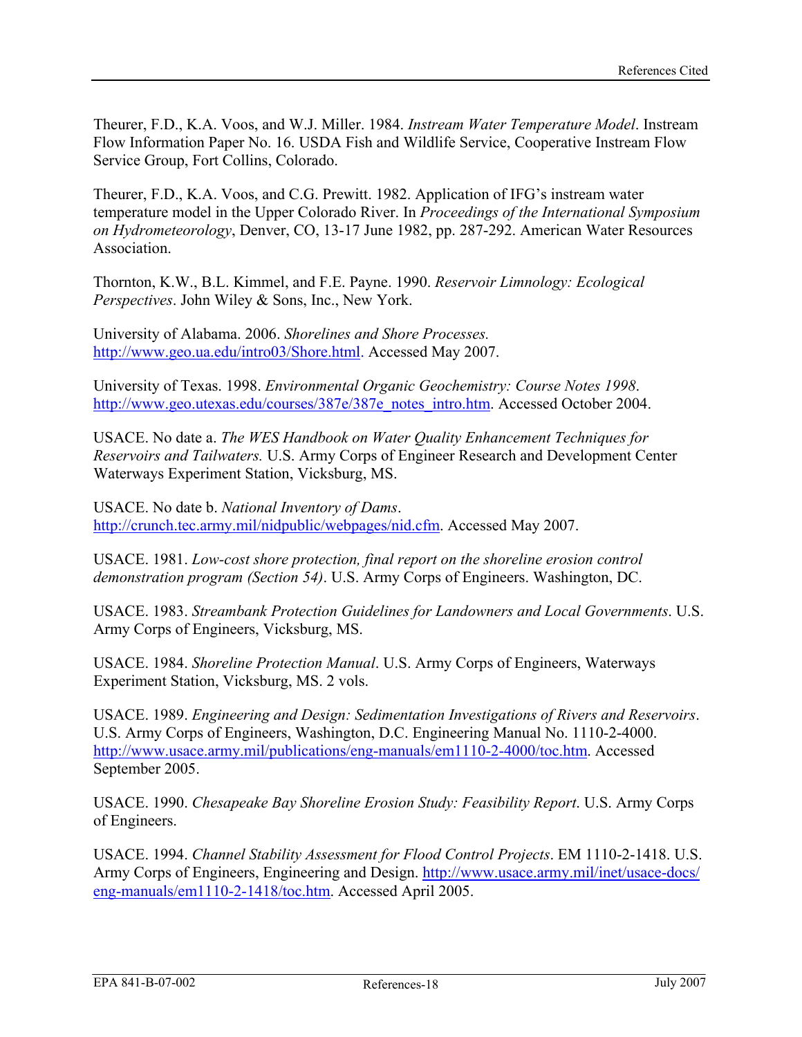Theurer, F.D., K.A. Voos, and W.J. Miller. 1984. *Instream Water Temperature Model*. Instream Flow Information Paper No. 16. USDA Fish and Wildlife Service, Cooperative Instream Flow Service Group, Fort Collins, Colorado.

Theurer, F.D., K.A. Voos, and C.G. Prewitt. 1982. Application of IFG's instream water temperature model in the Upper Colorado River. In *Proceedings of the International Symposium on Hydrometeorology*, Denver, CO, 13-17 June 1982, pp. 287-292. American Water Resources Association.

Thornton, K.W., B.L. Kimmel, and F.E. Payne. 1990. *Reservoir Limnology: Ecological Perspectives*. John Wiley & Sons, Inc., New York.

University of Alabama. 2006. *Shorelines and Shore Processes.* http://www.geo.ua.edu/intro03/Shore.html. Accessed May 2007.

University of Texas. 1998. *Environmental Organic Geochemistry: Course Notes 1998*. http://www.geo.utexas.edu/courses/387e/387e_notes_intro.htm. Accessed October 2004.

USACE. No date a. *The WES Handbook on Water Quality Enhancement Techniques for Reservoirs and Tailwaters.* U.S. Army Corps of Engineer Research and Development Center Waterways Experiment Station, Vicksburg, MS.

USACE. No date b. *National Inventory of Dams*. http://crunch.tec.army.mil/nidpublic/webpages/nid.cfm. Accessed May 2007.

USACE. 1981. *Low-cost shore protection, final report on the shoreline erosion control demonstration program (Section 54)*. U.S. Army Corps of Engineers. Washington, DC.

USACE. 1983. *Streambank Protection Guidelines for Landowners and Local Governments*. U.S. Army Corps of Engineers, Vicksburg, MS.

USACE. 1984. *Shoreline Protection Manual*. U.S. Army Corps of Engineers, Waterways Experiment Station, Vicksburg, MS. 2 vols.

USACE. 1989. *Engineering and Design: Sedimentation Investigations of Rivers and Reservoirs*. U.S. Army Corps of Engineers, Washington, D.C. Engineering Manual No. 1110-2-4000. http://www.usace.army.mil/publications/eng-manuals/em1110-2-4000/toc.htm. Accessed September 2005.

USACE. 1990. *Chesapeake Bay Shoreline Erosion Study: Feasibility Report*. U.S. Army Corps of Engineers.

USACE. 1994. *Channel Stability Assessment for Flood Control Projects*. EM 1110-2-1418. U.S. Army Corps of Engineers, Engineering and Design. http://www.usace.army.mil/inet/usace-docs/eng-manuals/em1110-2-1418/toc.htm. Accessed April 2005.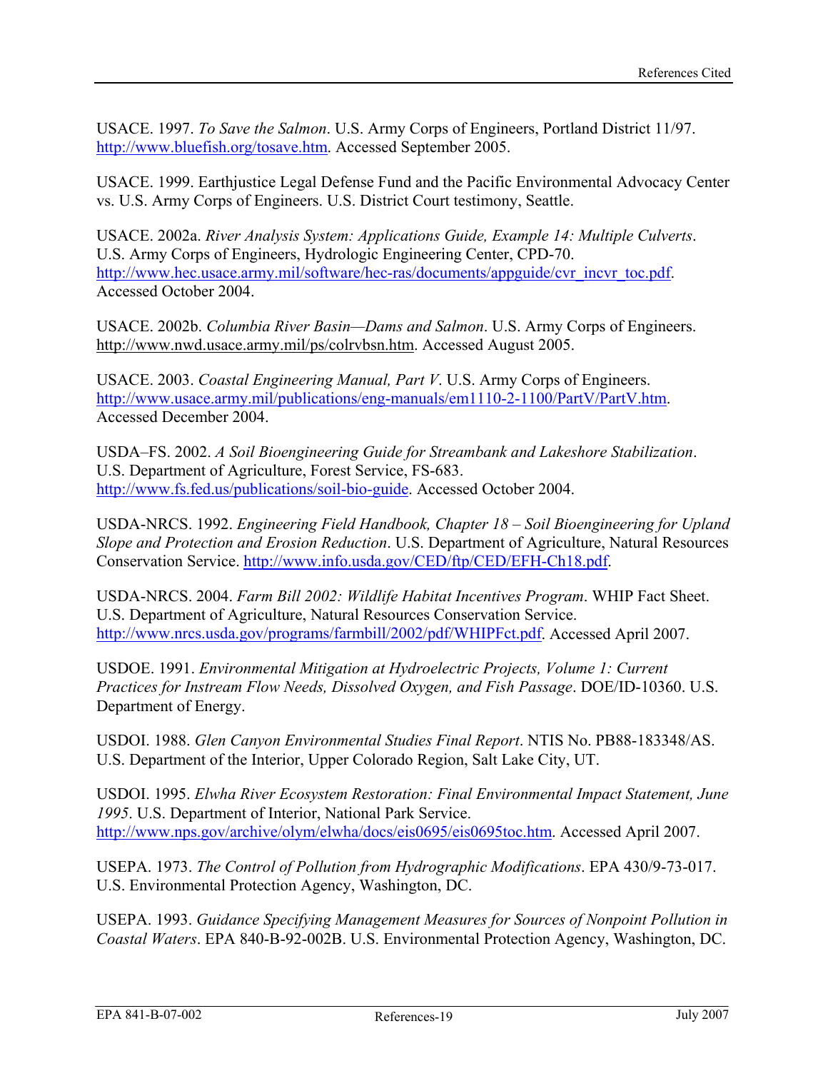USACE. 1997. *To Save the Salmon*. U.S. Army Corps of Engineers, Portland District 11/97. http://www.bluefish.org/tosave.htm. Accessed September 2005.

USACE. 1999. Earthjustice Legal Defense Fund and the Pacific Environmental Advocacy Center vs. U.S. Army Corps of Engineers. U.S. District Court testimony, Seattle.

USACE. 2002a. *River Analysis System: Applications Guide, Example 14: Multiple Culverts*. U.S. Army Corps of Engineers, Hydrologic Engineering Center, CPD-70. http://www.hec.usace.army.mil/software/hec-ras/documents/appguide/cvr_incvr_toc.pdf. Accessed October 2004.

USACE. 2002b. *Columbia River Basin—Dams and Salmon*. U.S. Army Corps of Engineers. http://www.nwd.usace.army.mil/ps/colrvbsn.htm. Accessed August 2005.

USACE. 2003. *Coastal Engineering Manual, Part V*. U.S. Army Corps of Engineers. http://www.usace.army.mil/publications/eng-manuals/em1110-2-1100/PartV/PartV.htm. Accessed December 2004.

USDA–FS. 2002. *A Soil Bioengineering Guide for Streambank and Lakeshore Stabilization*. U.S. Department of Agriculture, Forest Service, FS-683. http://www.fs.fed.us/publications/soil-bio-guide. Accessed October 2004.

USDA-NRCS. 1992. *Engineering Field Handbook, Chapter 18 – Soil Bioengineering for Upland Slope and Protection and Erosion Reduction*. U.S. Department of Agriculture, Natural Resources Conservation Service. http://www.info.usda.gov/CED/ftp/CED/EFH-Ch18.pdf.

USDA-NRCS. 2004. *Farm Bill 2002: Wildlife Habitat Incentives Program*. WHIP Fact Sheet. U.S. Department of Agriculture, Natural Resources Conservation Service. http://www.nrcs.usda.gov/programs/farmbill/2002/pdf/WHIPFct.pdf. Accessed April 2007.

USDOE. 1991. *Environmental Mitigation at Hydroelectric Projects, Volume 1: Current Practices for Instream Flow Needs, Dissolved Oxygen, and Fish Passage*. DOE/ID-10360. U.S. Department of Energy.

USDOI. 1988. *Glen Canyon Environmental Studies Final Report*. NTIS No. PB88-183348/AS. U.S. Department of the Interior, Upper Colorado Region, Salt Lake City, UT.

USDOI. 1995. *Elwha River Ecosystem Restoration: Final Environmental Impact Statement, June 1995*. U.S. Department of Interior, National Park Service. http://www.nps.gov/archive/olym/elwha/docs/eis0695/eis0695toc.htm. Accessed April 2007.

USEPA. 1973. *The Control of Pollution from Hydrographic Modifications*. EPA 430/9-73-017. U.S. Environmental Protection Agency, Washington, DC.

USEPA. 1993. *Guidance Specifying Management Measures for Sources of Nonpoint Pollution in Coastal Waters*. EPA 840-B-92-002B. U.S. Environmental Protection Agency, Washington, DC.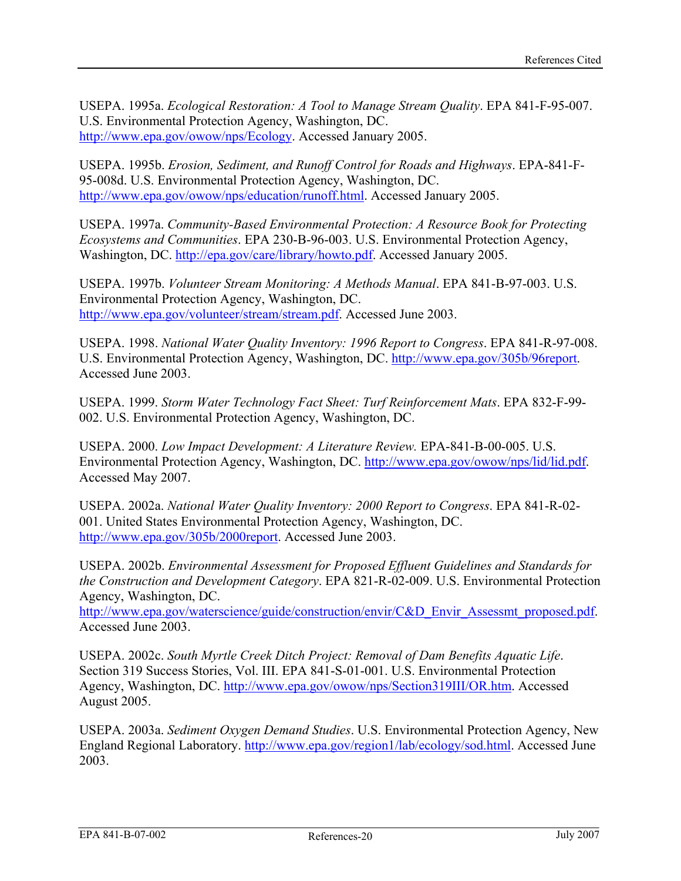USEPA. 1995a. *Ecological Restoration: A Tool to Manage Stream Quality*. EPA 841-F-95-007. U.S. Environmental Protection Agency, Washington, DC. http://www.epa.gov/owow/nps/Ecology. Accessed January 2005.

USEPA. 1995b. *Erosion, Sediment, and Runoff Control for Roads and Highways*. EPA-841-F-95-008d. U.S. Environmental Protection Agency, Washington, DC. http://www.epa.gov/owow/nps/education/runoff.html. Accessed January 2005.

USEPA. 1997a. *Community-Based Environmental Protection: A Resource Book for Protecting Ecosystems and Communities*. EPA 230-B-96-003. U.S. Environmental Protection Agency, Washington, DC. http://epa.gov/care/library/howto.pdf. Accessed January 2005.

USEPA. 1997b. *Volunteer Stream Monitoring: A Methods Manual*. EPA 841-B-97-003. U.S. Environmental Protection Agency, Washington, DC. http://www.epa.gov/volunteer/stream/stream.pdf. Accessed June 2003.

USEPA. 1998. *National Water Quality Inventory: 1996 Report to Congress*. EPA 841-R-97-008. U.S. Environmental Protection Agency, Washington, DC. http://www.epa.gov/305b/96report. Accessed June 2003.

USEPA. 1999. *Storm Water Technology Fact Sheet: Turf Reinforcement Mats*. EPA 832-F-99-002. U.S. Environmental Protection Agency, Washington, DC.

USEPA. 2000. *Low Impact Development: A Literature Review.* EPA-841-B-00-005. U.S. Environmental Protection Agency, Washington, DC. http://www.epa.gov/owow/nps/lid/lid.pdf. Accessed May 2007.

USEPA. 2002a. *National Water Quality Inventory: 2000 Report to Congress*. EPA 841-R-02-001. United States Environmental Protection Agency, Washington, DC. http://www.epa.gov/305b/2000report. Accessed June 2003.

USEPA. 2002b. *Environmental Assessment for Proposed Effluent Guidelines and Standards for the Construction and Development Category*. EPA 821-R-02-009. U.S. Environmental Protection Agency, Washington, DC. http://www.epa.gov/waterscience/guide/construction/envir/C&D_Envir_Assessmt_proposed.pdf. Accessed June 2003.

USEPA. 2002c. *South Myrtle Creek Ditch Project: Removal of Dam Benefits Aquatic Life*. Section 319 Success Stories, Vol. III. EPA 841-S-01-001. U.S. Environmental Protection Agency, Washington, DC. http://www.epa.gov/owow/nps/Section319III/OR.htm. Accessed August 2005.

USEPA. 2003a. *Sediment Oxygen Demand Studies*. U.S. Environmental Protection Agency, New England Regional Laboratory. http://www.epa.gov/region1/lab/ecology/sod.html. Accessed June 2003.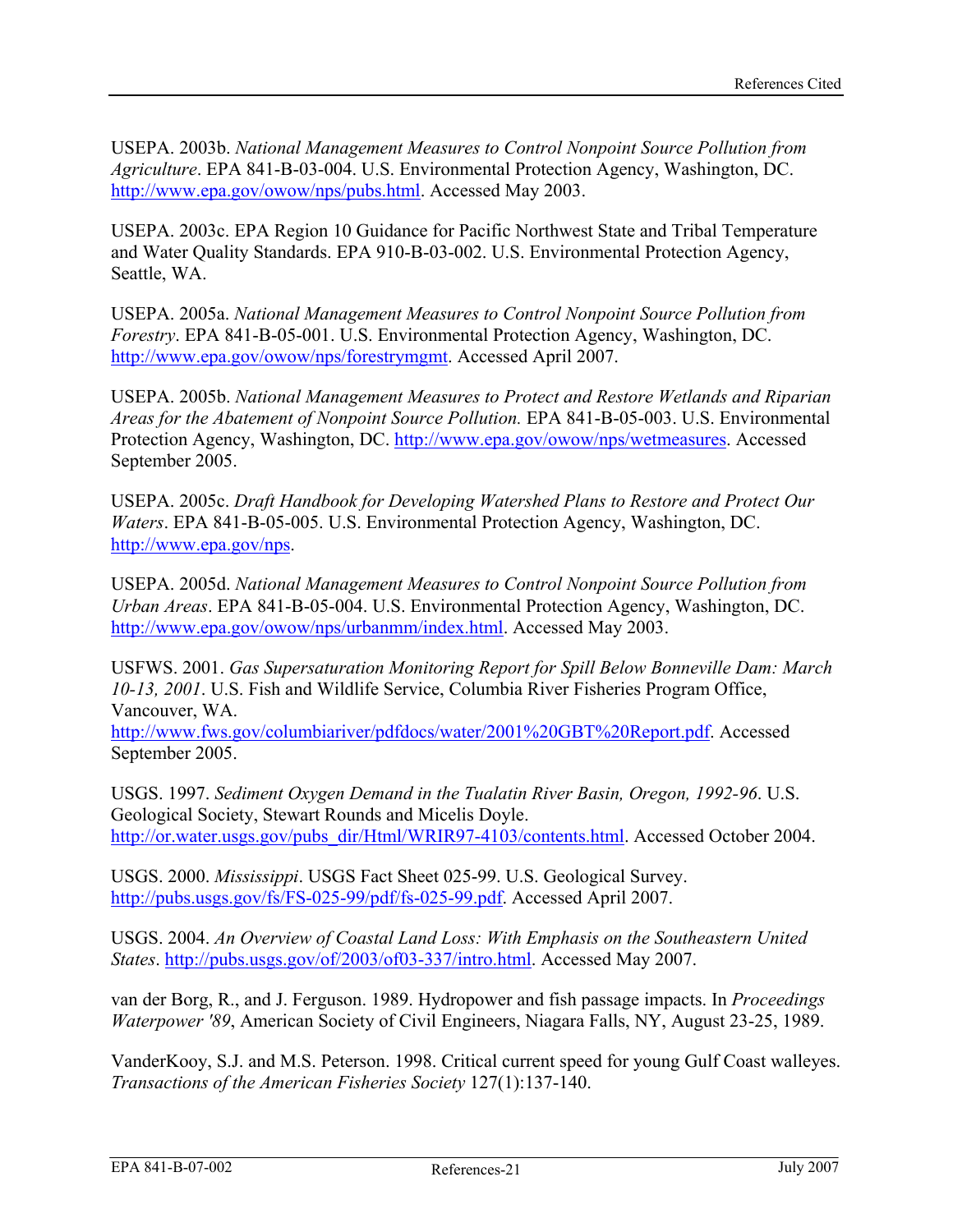USEPA. 2003b. *National Management Measures to Control Nonpoint Source Pollution from Agriculture*. EPA 841-B-03-004. U.S. Environmental Protection Agency, Washington, DC. http://www.epa.gov/owow/nps/pubs.html. Accessed May 2003.

USEPA. 2003c. EPA Region 10 Guidance for Pacific Northwest State and Tribal Temperature and Water Quality Standards. EPA 910-B-03-002. U.S. Environmental Protection Agency, Seattle, WA.

USEPA. 2005a. *National Management Measures to Control Nonpoint Source Pollution from Forestry*. EPA 841-B-05-001. U.S. Environmental Protection Agency, Washington, DC. http://www.epa.gov/owow/nps/forestrymgmt. Accessed April 2007.

USEPA. 2005b. *National Management Measures to Protect and Restore Wetlands and Riparian Areas for the Abatement of Nonpoint Source Pollution.* EPA 841-B-05-003. U.S. Environmental Protection Agency, Washington, DC. http://www.epa.gov/owow/nps/wetmeasures. Accessed September 2005.

USEPA. 2005c. *Draft Handbook for Developing Watershed Plans to Restore and Protect Our Waters*. EPA 841-B-05-005. U.S. Environmental Protection Agency, Washington, DC. http://www.epa.gov/nps.

USEPA. 2005d. *National Management Measures to Control Nonpoint Source Pollution from Urban Areas*. EPA 841-B-05-004. U.S. Environmental Protection Agency, Washington, DC. http://www.epa.gov/owow/nps/urbanmm/index.html. Accessed May 2003.

USFWS. 2001. *Gas Supersaturation Monitoring Report for Spill Below Bonneville Dam: March 10-13, 2001*. U.S. Fish and Wildlife Service, Columbia River Fisheries Program Office, Vancouver, WA. http://www.fws.gov/columbiariver/pdfdocs/water/2001%20GBT%20Report.pdf. Accessed September 2005.

USGS. 1997. *Sediment Oxygen Demand in the Tualatin River Basin, Oregon, 1992-96*. U.S. Geological Society, Stewart Rounds and Micelis Doyle. http://or.water.usgs.gov/pubs_dir/Html/WRIR97-4103/contents.html. Accessed October 2004.

USGS. 2000. *Mississippi*. USGS Fact Sheet 025-99. U.S. Geological Survey. http://pubs.usgs.gov/fs/FS-025-99/pdf/fs-025-99.pdf. Accessed April 2007.

USGS. 2004. *An Overview of Coastal Land Loss: With Emphasis on the Southeastern United States*. http://pubs.usgs.gov/of/2003/of03-337/intro.html. Accessed May 2007.

van der Borg, R., and J. Ferguson. 1989. Hydropower and fish passage impacts. In *Proceedings Waterpower '89*, American Society of Civil Engineers, Niagara Falls, NY, August 23-25, 1989.

VanderKooy, S.J. and M.S. Peterson. 1998. Critical current speed for young Gulf Coast walleyes. *Transactions of the American Fisheries Society* 127(1):137-140.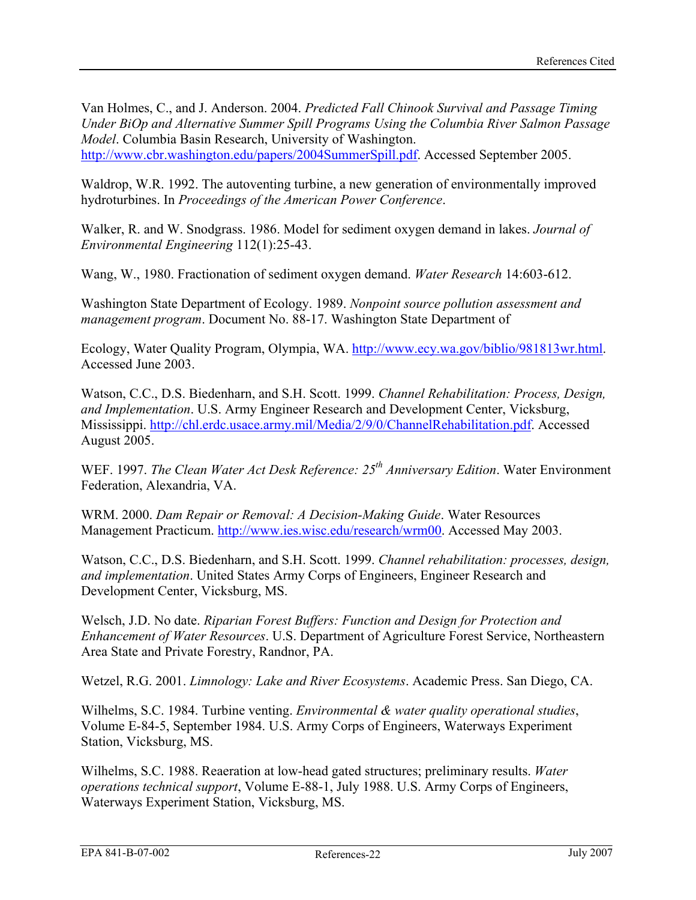Van Holmes, C., and J. Anderson. 2004. *Predicted Fall Chinook Survival and Passage Timing Under BiOp and Alternative Summer Spill Programs Using the Columbia River Salmon Passage Model*. Columbia Basin Research, University of Washington. http://www.cbr.washington.edu/papers/2004SummerSpill.pdf. Accessed September 2005.

Waldrop, W.R. 1992. The autoventing turbine, a new generation of environmentally improved hydroturbines. In *Proceedings of the American Power Conference*.

Walker, R. and W. Snodgrass. 1986. Model for sediment oxygen demand in lakes. *Journal of Environmental Engineering* 112(1):25-43.

Wang, W., 1980. Fractionation of sediment oxygen demand. *Water Research* 14:603-612.

Washington State Department of Ecology. 1989. *Nonpoint source pollution assessment and management program*. Document No. 88-17. Washington State Department of

Ecology, Water Quality Program, Olympia, WA. http://www.ecy.wa.gov/biblio/981813wr.html. Accessed June 2003.

Watson, C.C., D.S. Biedenharn, and S.H. Scott. 1999. *Channel Rehabilitation: Process, Design, and Implementation*. U.S. Army Engineer Research and Development Center, Vicksburg, Mississippi. http://chl.erdc.usace.army.mil/Media/2/9/0/ChannelRehabilitation.pdf. Accessed August 2005.

WEF. 1997. *The Clean Water Act Desk Reference: 25th Anniversary Edition*. Water Environment Federation, Alexandria, VA.

WRM. 2000. *Dam Repair or Removal: A Decision-Making Guide*. Water Resources Management Practicum. http://www.ies.wisc.edu/research/wrm00. Accessed May 2003.

Watson, C.C., D.S. Biedenharn, and S.H. Scott. 1999. *Channel rehabilitation: processes, design, and implementation*. United States Army Corps of Engineers, Engineer Research and Development Center, Vicksburg, MS.

Welsch, J.D. No date. *Riparian Forest Buffers: Function and Design for Protection and Enhancement of Water Resources*. U.S. Department of Agriculture Forest Service, Northeastern Area State and Private Forestry, Randnor, PA.

Wetzel, R.G. 2001. *Limnology: Lake and River Ecosystems*. Academic Press. San Diego, CA.

Wilhelms, S.C. 1984. Turbine venting. *Environmental & water quality operational studies*, Volume E-84-5, September 1984. U.S. Army Corps of Engineers, Waterways Experiment Station, Vicksburg, MS.

Wilhelms, S.C. 1988. Reaeration at low-head gated structures; preliminary results. *Water operations technical support*, Volume E-88-1, July 1988. U.S. Army Corps of Engineers, Waterways Experiment Station, Vicksburg, MS.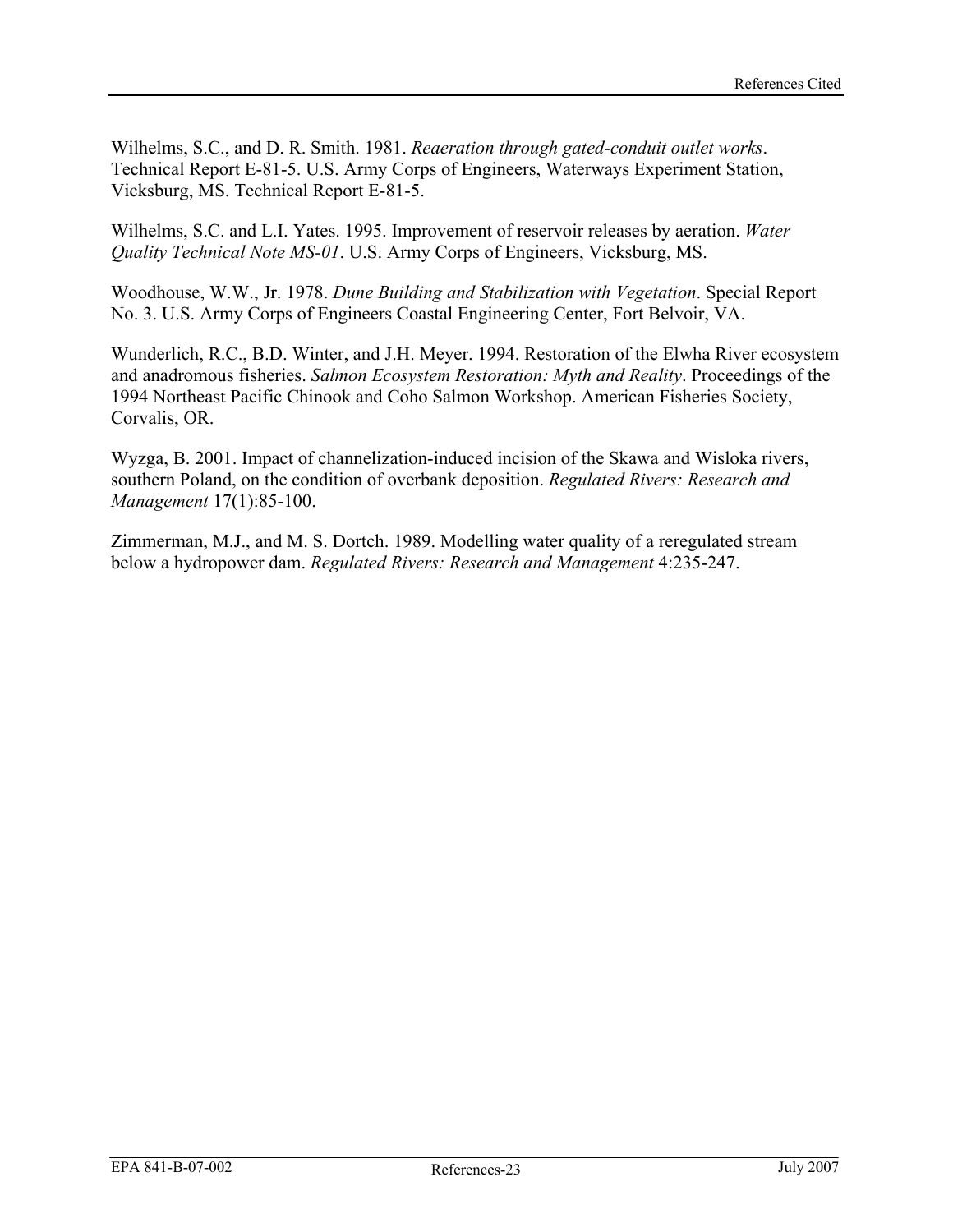Wilhelms, S.C., and D. R. Smith. 1981. *Reaeration through gated-conduit outlet works*. Technical Report E-81-5. U.S. Army Corps of Engineers, Waterways Experiment Station, Vicksburg, MS. Technical Report E-81-5.

Wilhelms, S.C. and L.I. Yates. 1995. Improvement of reservoir releases by aeration. *Water Quality Technical Note MS-01*. U.S. Army Corps of Engineers, Vicksburg, MS.

Woodhouse, W.W., Jr. 1978. *Dune Building and Stabilization with Vegetation*. Special Report No. 3. U.S. Army Corps of Engineers Coastal Engineering Center, Fort Belvoir, VA.

Wunderlich, R.C., B.D. Winter, and J.H. Meyer. 1994. Restoration of the Elwha River ecosystem and anadromous fisheries. *Salmon Ecosystem Restoration: Myth and Reality*. Proceedings of the 1994 Northeast Pacific Chinook and Coho Salmon Workshop. American Fisheries Society, Corvalis, OR.

Wyzga, B. 2001. Impact of channelization-induced incision of the Skawa and Wisloka rivers, southern Poland, on the condition of overbank deposition. *Regulated Rivers: Research and Management* 17(1):85-100.

Zimmerman, M.J., and M. S. Dortch. 1989. Modelling water quality of a reregulated stream below a hydropower dam. *Regulated Rivers: Research and Management* 4:235-247.